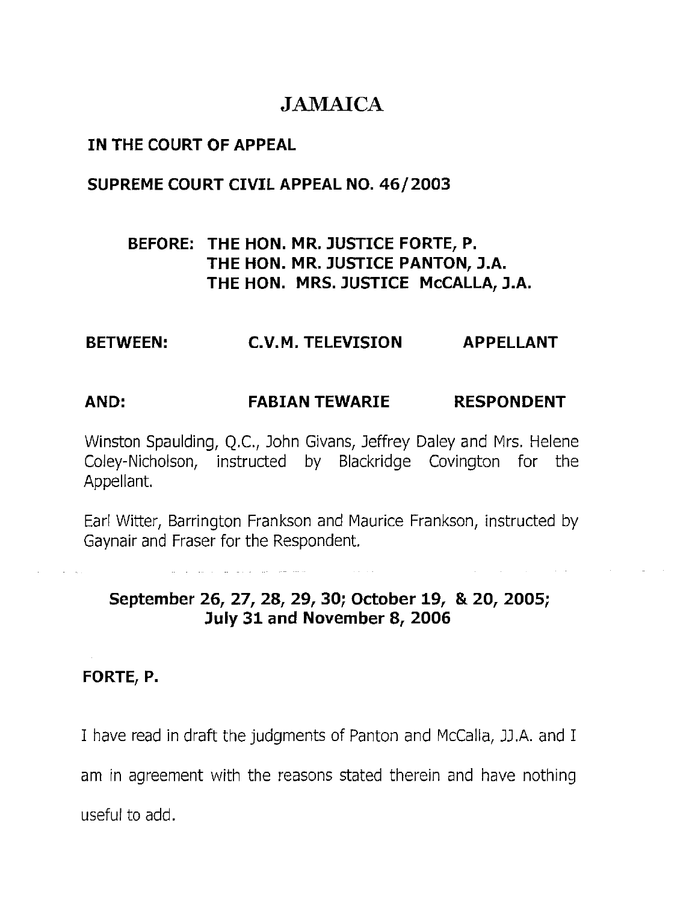# JAMAICA

**IN THE COURT OF APPEAL**

**SUPREME COURT CIVIL APPEAL NO. 46/2003**

**BEFORE: THE HON. MR. JUSTICE FORTE, P.**
**THE HON. MR. JUSTICE PANTON, J.A.**
**THE HON. MRS. JUSTICE McCALLA, J.A.**

**BETWEEN: C.V.M. TELEVISION APPELLANT**

**AND: FABIAN TEWARIE RESPONDENT**

Winston Spaulding, Q.C., John Givans, Jeffrey Daley and Mrs. Helene Coley-Nicholson, instructed by Blackridge Covington for the Appellant.

Earl Witter, Barrington Frankson and Maurice Frankson, instructed by Gaynair and Fraser for the Respondent.

**September 26, 27, 28, 29, 30; October 19, & 20, 2005; July 31 and November 8, 2006**

**FORTE, P.**

I have read in draft the judgments of Panton and McCalla, JJ.A. and I am in agreement with the reasons stated therein and have nothing useful to add.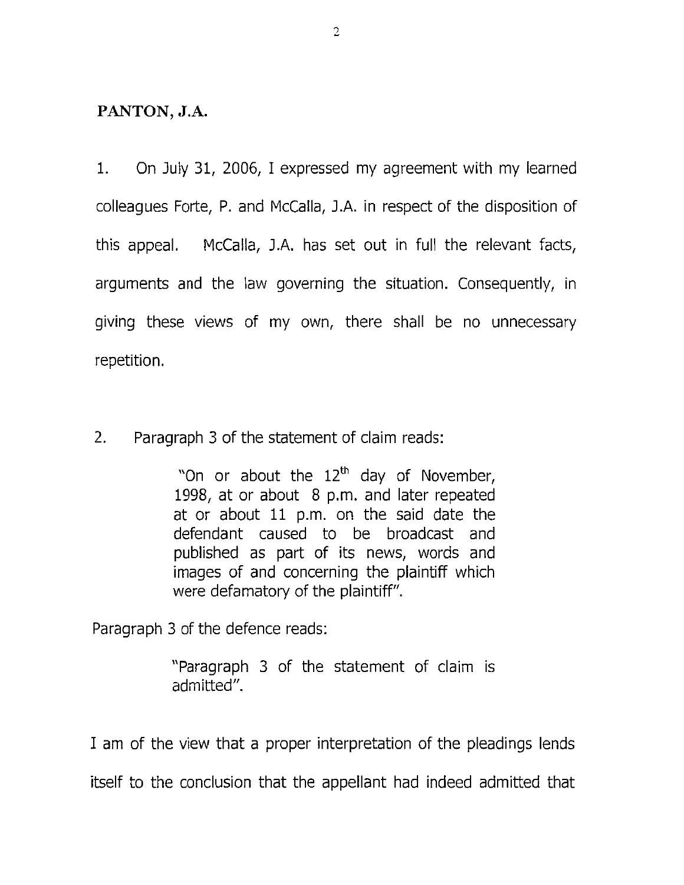**PANTON, J.A.**

1. On July 31, 2006, I expressed my agreement with my learned colleagues Forte, P. and McCalla, J.A. in respect of the disposition of this appeal. McCalla, J.A. has set out in full the relevant facts, arguments and the law governing the situation. Consequently, in giving these views of my own, there shall be no unnecessary repetition.

2. Paragraph 3 of the statement of claim reads:

> "On or about the 12th day of November, 1998, at or about 8 p.m. and later repeated at or about 11 p.m. on the said date the defendant caused to be broadcast and published as part of its news, words and images of and concerning the plaintiff which were defamatory of the plaintiff".

Paragraph 3 of the defence reads:

> "Paragraph 3 of the statement of claim is admitted".

I am of the view that a proper interpretation of the pleadings lends itself to the conclusion that the appellant had indeed admitted that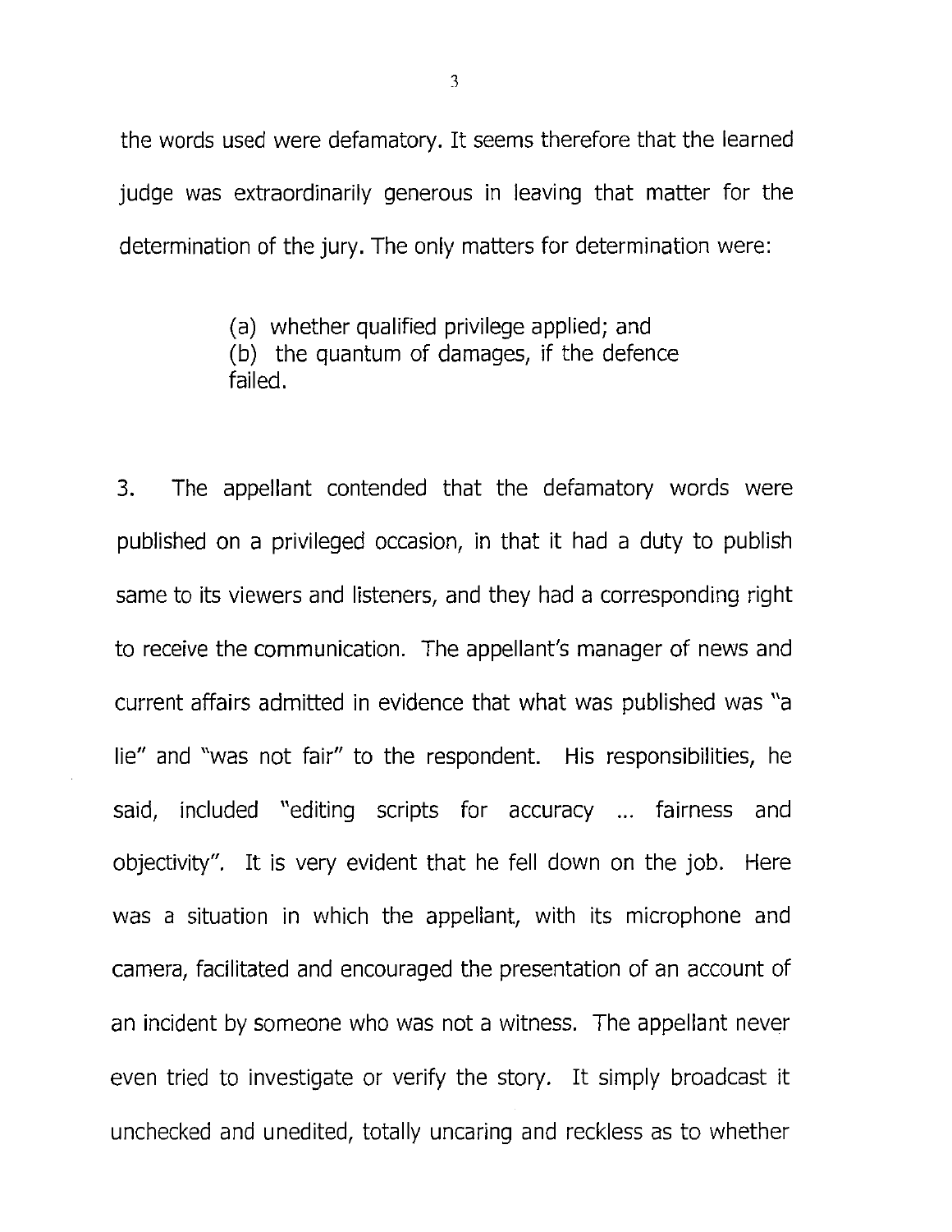the words used were defamatory. It seems therefore that the learned judge was extraordinarily generous in leaving that matter for the determination of the jury. The only matters for determination were:

> (a) whether qualified privilege applied; and
> (b) the quantum of damages, if the defence failed.

3. The appellant contended that the defamatory words were published on a privileged occasion, in that it had a duty to publish same to its viewers and listeners, and they had a corresponding right to receive the communication. The appellant's manager of news and current affairs admitted in evidence that what was published was "a lie" and "was not fair" to the respondent. His responsibilities, he said, included "editing scripts for accuracy ... fairness and objectivity". It is very evident that he fell down on the job. Here was a situation in which the appellant, with its microphone and camera, facilitated and encouraged the presentation of an account of an incident by someone who was not a witness. The appellant never even tried to investigate or verify the story. It simply broadcast it unchecked and unedited, totally uncaring and reckless as to whether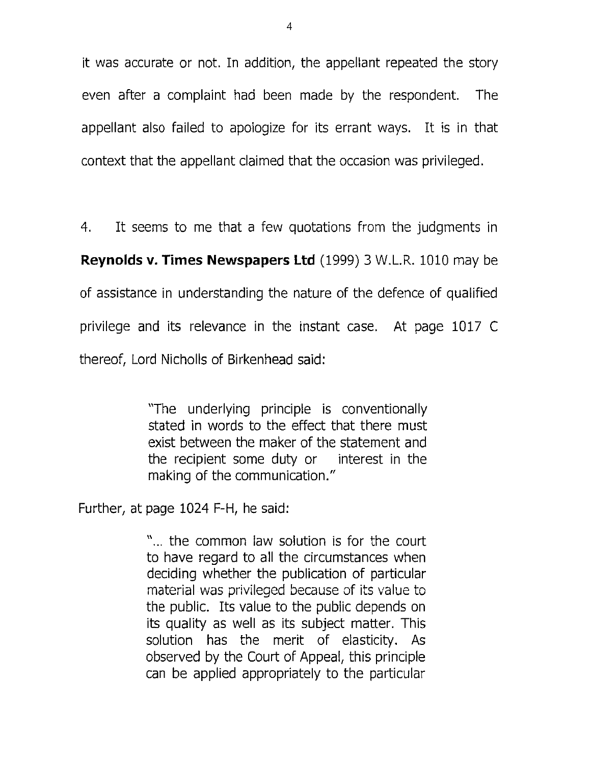it was accurate or not. In addition, the appellant repeated the story even after a complaint had been made by the respondent. The appellant also failed to apologize for its errant ways. It is in that context that the appellant claimed that the occasion was privileged.

4. It seems to me that a few quotations from the judgments in **Reynolds v. Times Newspapers Ltd** (1999) 3 W.L.R. 1010 may be of assistance in understanding the nature of the defence of qualified privilege and its relevance in the instant case. At page 1017 C thereof, Lord Nicholls of Birkenhead said:

> "The underlying principle is conventionally stated in words to the effect that there must exist between the maker of the statement and the recipient some duty or interest in the making of the communication."

Further, at page 1024 F-H, he said:

> "... the common law solution is for the court to have regard to all the circumstances when deciding whether the publication of particular material was privileged because of its value to the public. Its value to the public depends on its quality as well as its subject matter. This solution has the merit of elasticity. As observed by the Court of Appeal, this principle can be applied appropriately to the particular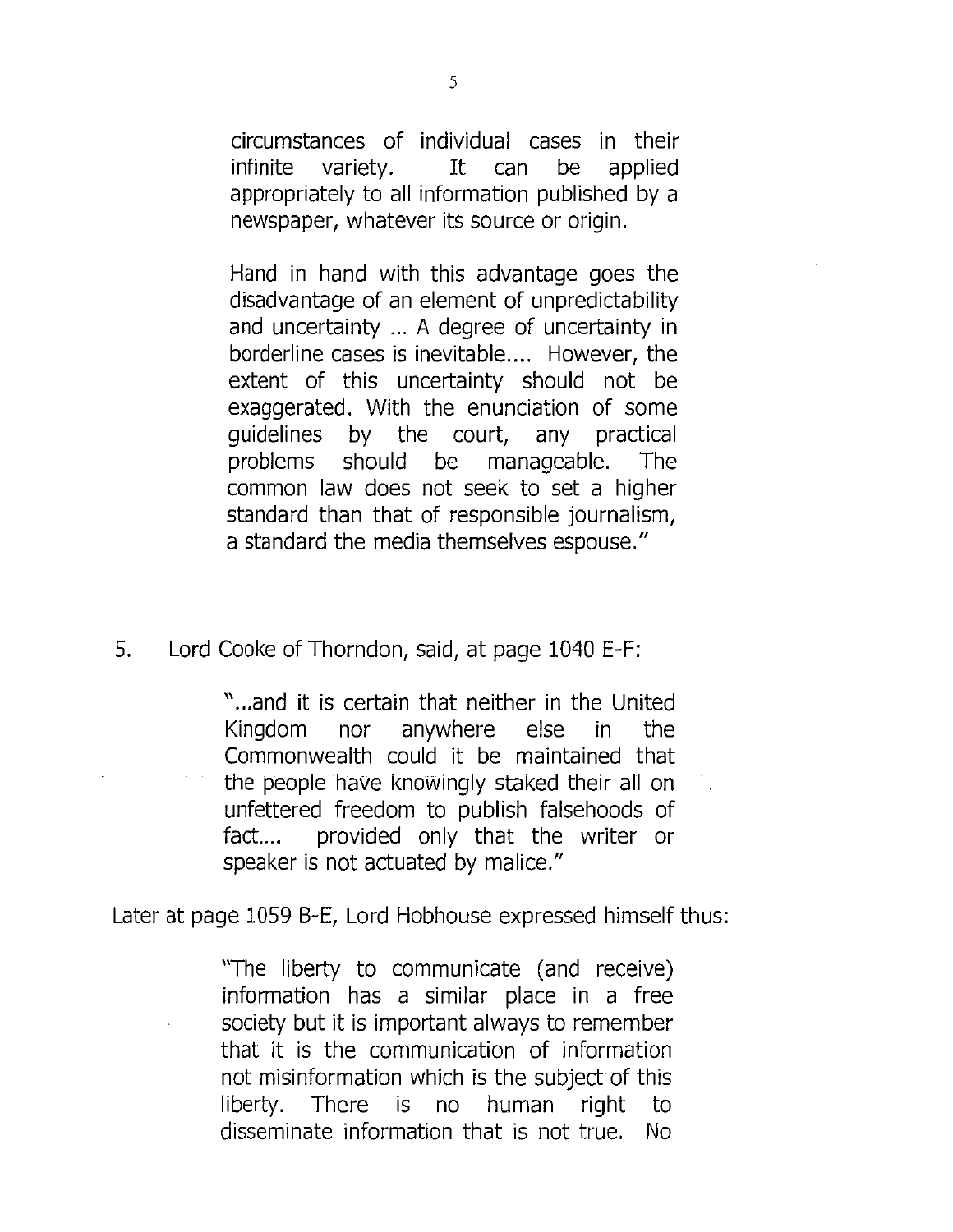> circumstances of individual cases in their infinite variety. It can be applied appropriately to all information published by a newspaper, whatever its source or origin.
>
> Hand in hand with this advantage goes the disadvantage of an element of unpredictability and uncertainty ... A degree of uncertainty in borderline cases is inevitable.... However, the extent of this uncertainty should not be exaggerated. With the enunciation of some guidelines by the court, any practical problems should be manageable. The common law does not seek to set a higher standard than that of responsible journalism, a standard the media themselves espouse."

5. Lord Cooke of Thorndon, said, at page 1040 E-F:

> "...and it is certain that neither in the United Kingdom nor anywhere else in the Commonwealth could it be maintained that the people have knowingly staked their all on unfettered freedom to publish falsehoods of fact.... provided only that the writer or speaker is not actuated by malice."

Later at page 1059 B-E, Lord Hobhouse expressed himself thus:

> "The liberty to communicate (and receive) information has a similar place in a free society but it is important always to remember that it is the communication of information not misinformation which is the subject of this liberty. There is no human right to disseminate information that is not true. No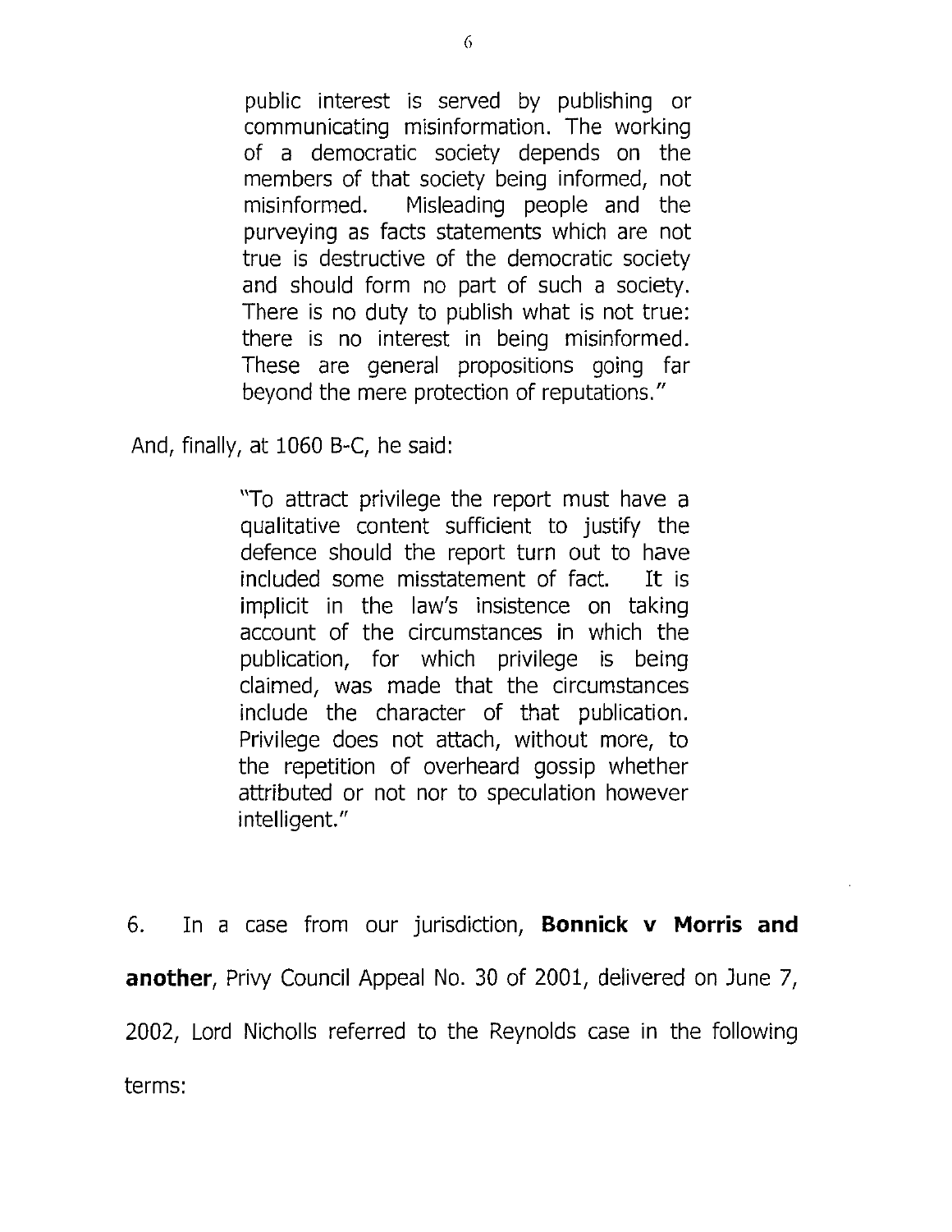> public interest is served by publishing or communicating misinformation. The working of a democratic society depends on the members of that society being informed, not misinformed. Misleading people and the purveying as facts statements which are not true is destructive of the democratic society and should form no part of such a society. There is no duty to publish what is not true: there is no interest in being misinformed. These are general propositions going far beyond the mere protection of reputations."

And, finally, at 1060 B-C, he said:

> "To attract privilege the report must have a qualitative content sufficient to justify the defence should the report turn out to have included some misstatement of fact. It is implicit in the law's insistence on taking account of the circumstances in which the publication, for which privilege is being claimed, was made that the circumstances include the character of that publication. Privilege does not attach, without more, to the repetition of overheard gossip whether attributed or not nor to speculation however intelligent."

6. In a case from our jurisdiction, **Bonnick v Morris and another**, Privy Council Appeal No. 30 of 2001, delivered on June 7, 2002, Lord Nicholls referred to the Reynolds case in the following terms: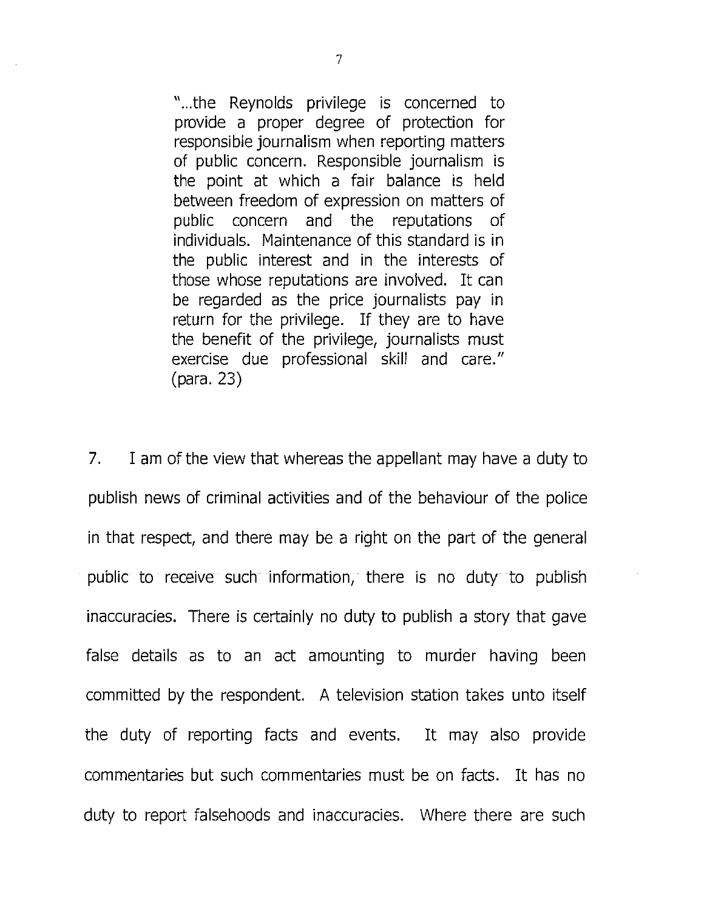> "...the Reynolds privilege is concerned to provide a proper degree of protection for responsible journalism when reporting matters of public concern. Responsible journalism is the point at which a fair balance is held between freedom of expression on matters of public concern and the reputations of individuals. Maintenance of this standard is in the public interest and in the interests of those whose reputations are involved. It can be regarded as the price journalists pay in return for the privilege. If they are to have the benefit of the privilege, journalists must exercise due professional skill and care." (para. 23)

7. I am of the view that whereas the appellant may have a duty to publish news of criminal activities and of the behaviour of the police in that respect, and there may be a right on the part of the general public to receive such information, there is no duty to publish inaccuracies. There is certainly no duty to publish a story that gave false details as to an act amounting to murder having been committed by the respondent. A television station takes unto itself the duty of reporting facts and events. It may also provide commentaries but such commentaries must be on facts. It has no duty to report falsehoods and inaccuracies. Where there are such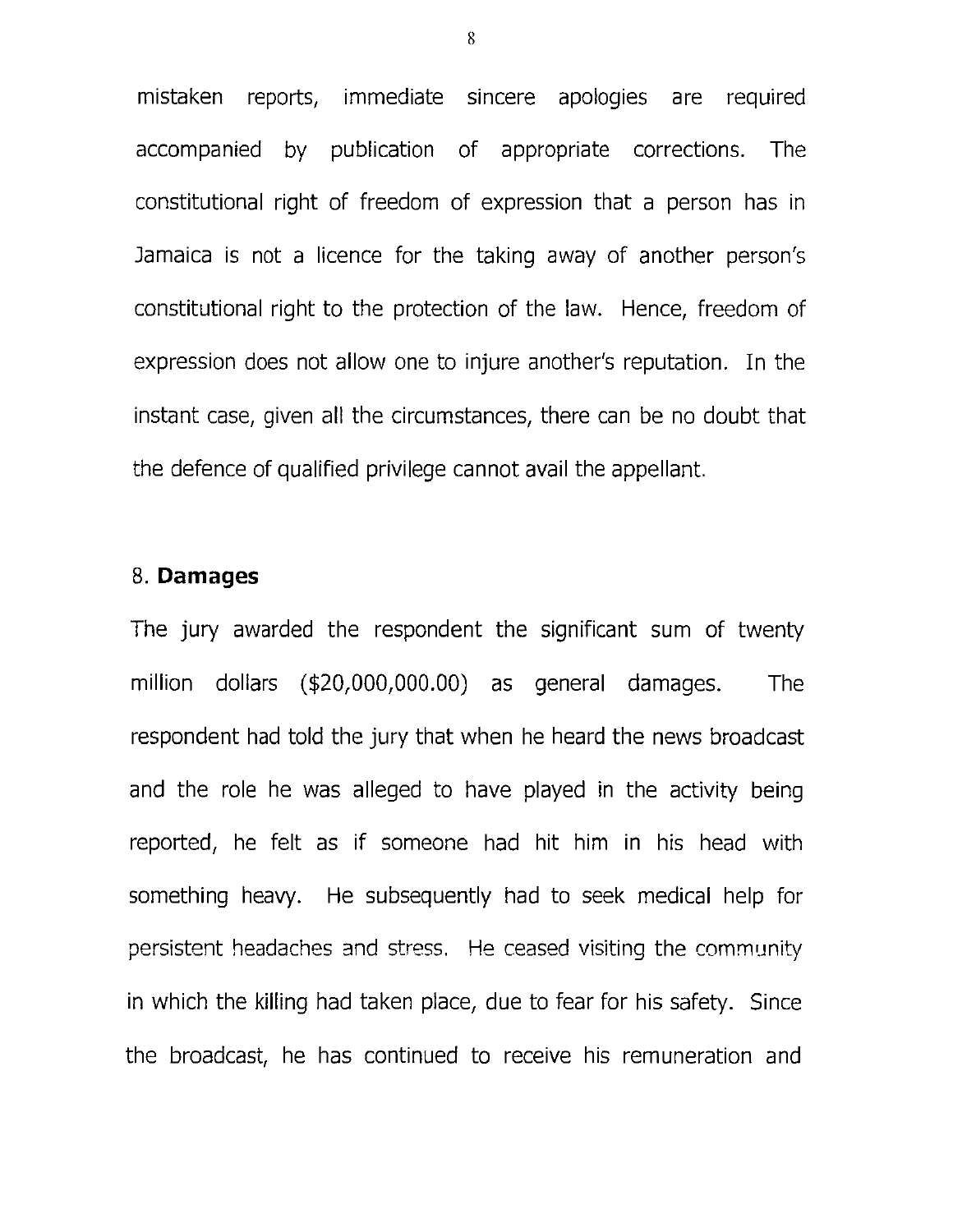mistaken reports, immediate sincere apologies are required accompanied by publication of appropriate corrections. The constitutional right of freedom of expression that a person has in Jamaica is not a licence for the taking away of another person's constitutional right to the protection of the law. Hence, freedom of expression does not allow one to injure another's reputation. In the instant case, given all the circumstances, there can be no doubt that the defence of qualified privilege cannot avail the appellant.

## 8. **Damages**

The jury awarded the respondent the significant sum of twenty million dollars ($20,000,000.00) as general damages. The respondent had told the jury that when he heard the news broadcast and the role he was alleged to have played in the activity being reported, he felt as if someone had hit him in his head with something heavy. He subsequently had to seek medical help for persistent headaches and stress. He ceased visiting the community in which the killing had taken place, due to fear for his safety. Since the broadcast, he has continued to receive his remuneration and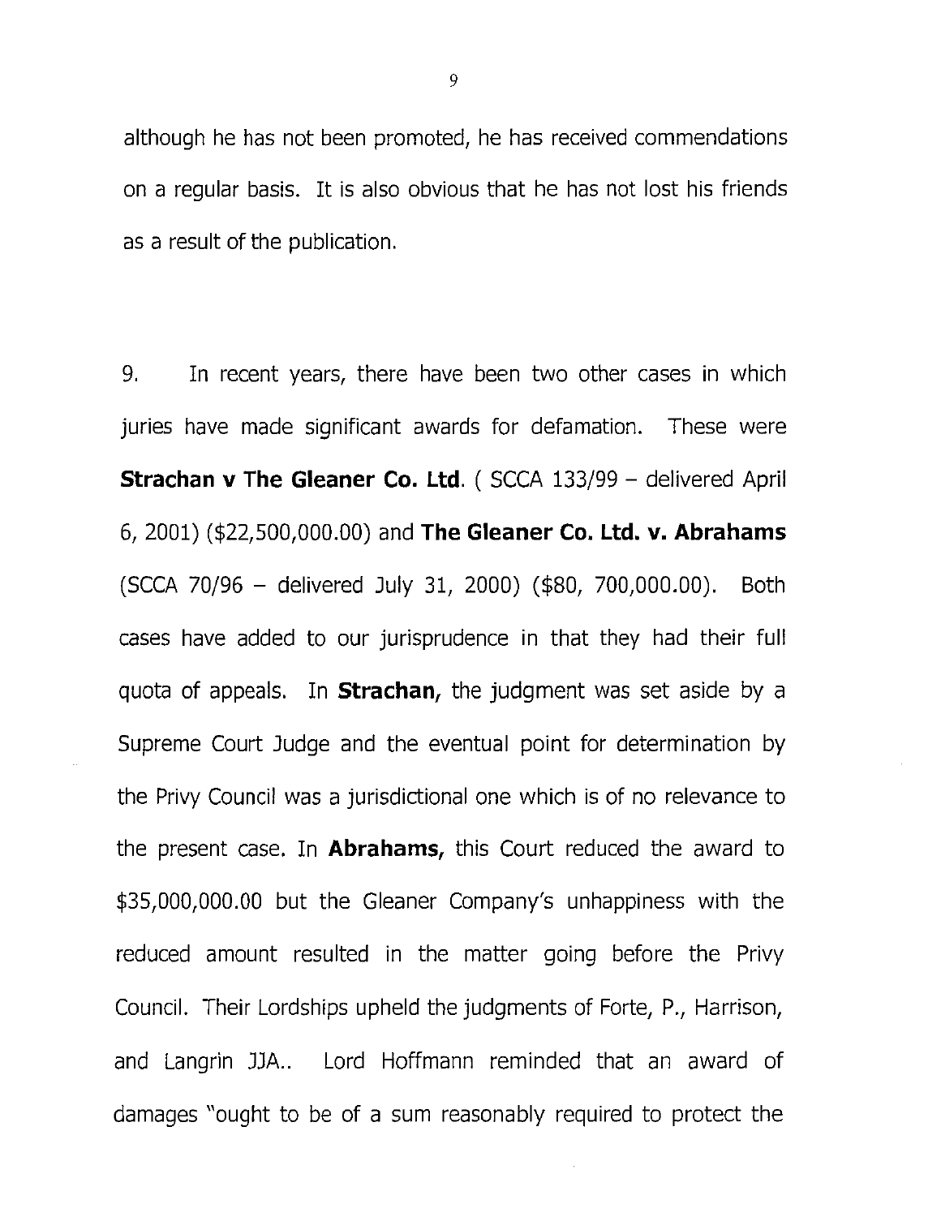although he has not been promoted, he has received commendations on a regular basis. It is also obvious that he has not lost his friends as a result of the publication.

9. In recent years, there have been two other cases in which juries have made significant awards for defamation. These were **Strachan v The Gleaner Co. Ltd**. ( SCCA 133/99 – delivered April 6, 2001) ($22,500,000.00) and **The Gleaner Co. Ltd. v. Abrahams** (SCCA 70/96 – delivered July 31, 2000) ($80, 700,000.00). Both cases have added to our jurisprudence in that they had their full quota of appeals. In **Strachan,** the judgment was set aside by a Supreme Court Judge and the eventual point for determination by the Privy Council was a jurisdictional one which is of no relevance to the present case. In **Abrahams,** this Court reduced the award to $35,000,000.00 but the Gleaner Company's unhappiness with the reduced amount resulted in the matter going before the Privy Council. Their Lordships upheld the judgments of Forte, P., Harrison, and Langrin JJA.. Lord Hoffmann reminded that an award of damages "ought to be of a sum reasonably required to protect the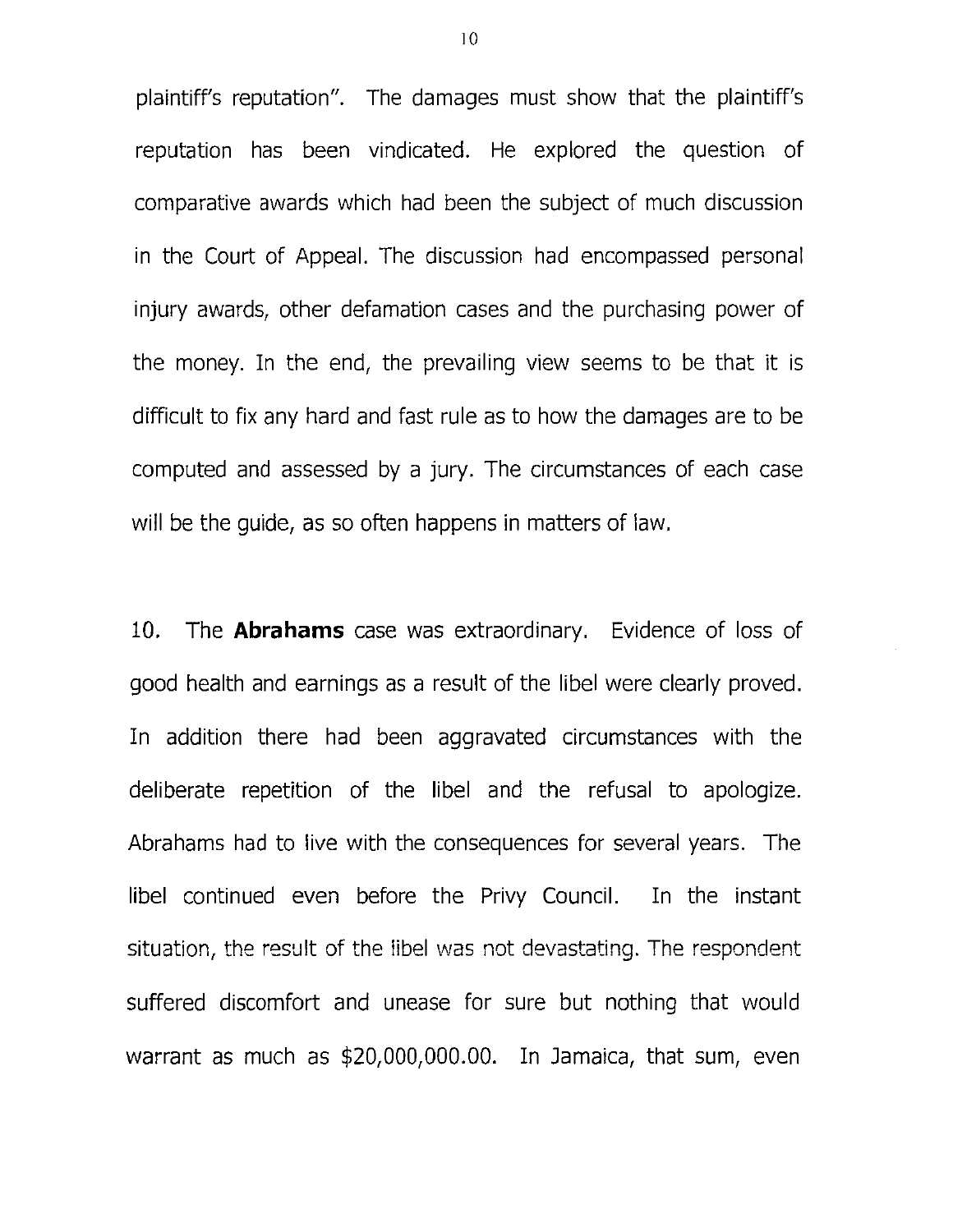plaintiff's reputation". The damages must show that the plaintiff's reputation has been vindicated. He explored the question of comparative awards which had been the subject of much discussion in the Court of Appeal. The discussion had encompassed personal injury awards, other defamation cases and the purchasing power of the money. In the end, the prevailing view seems to be that it is difficult to fix any hard and fast rule as to how the damages are to be computed and assessed by a jury. The circumstances of each case will be the guide, as so often happens in matters of law.

10. The **Abrahams** case was extraordinary. Evidence of loss of good health and earnings as a result of the libel were clearly proved. In addition there had been aggravated circumstances with the deliberate repetition of the libel and the refusal to apologize. Abrahams had to live with the consequences for several years. The libel continued even before the Privy Council. In the instant situation, the result of the libel was not devastating. The respondent suffered discomfort and unease for sure but nothing that would warrant as much as $20,000,000.00. In Jamaica, that sum, even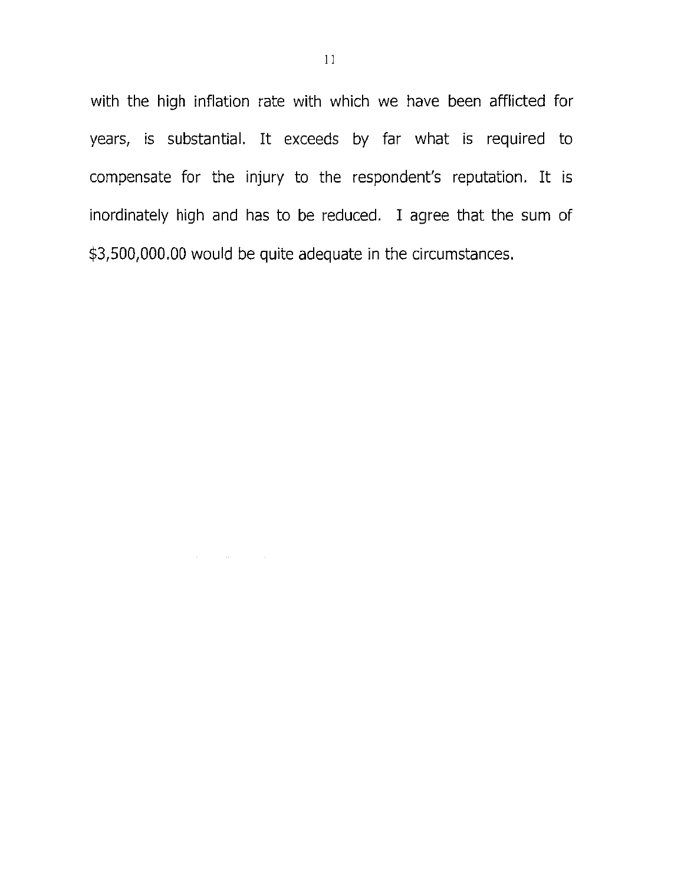with the high inflation rate with which we have been afflicted for years, is substantial. It exceeds by far what is required to compensate for the injury to the respondent's reputation. It is inordinately high and has to be reduced. I agree that the sum of $3,500,000.00 would be quite adequate in the circumstances.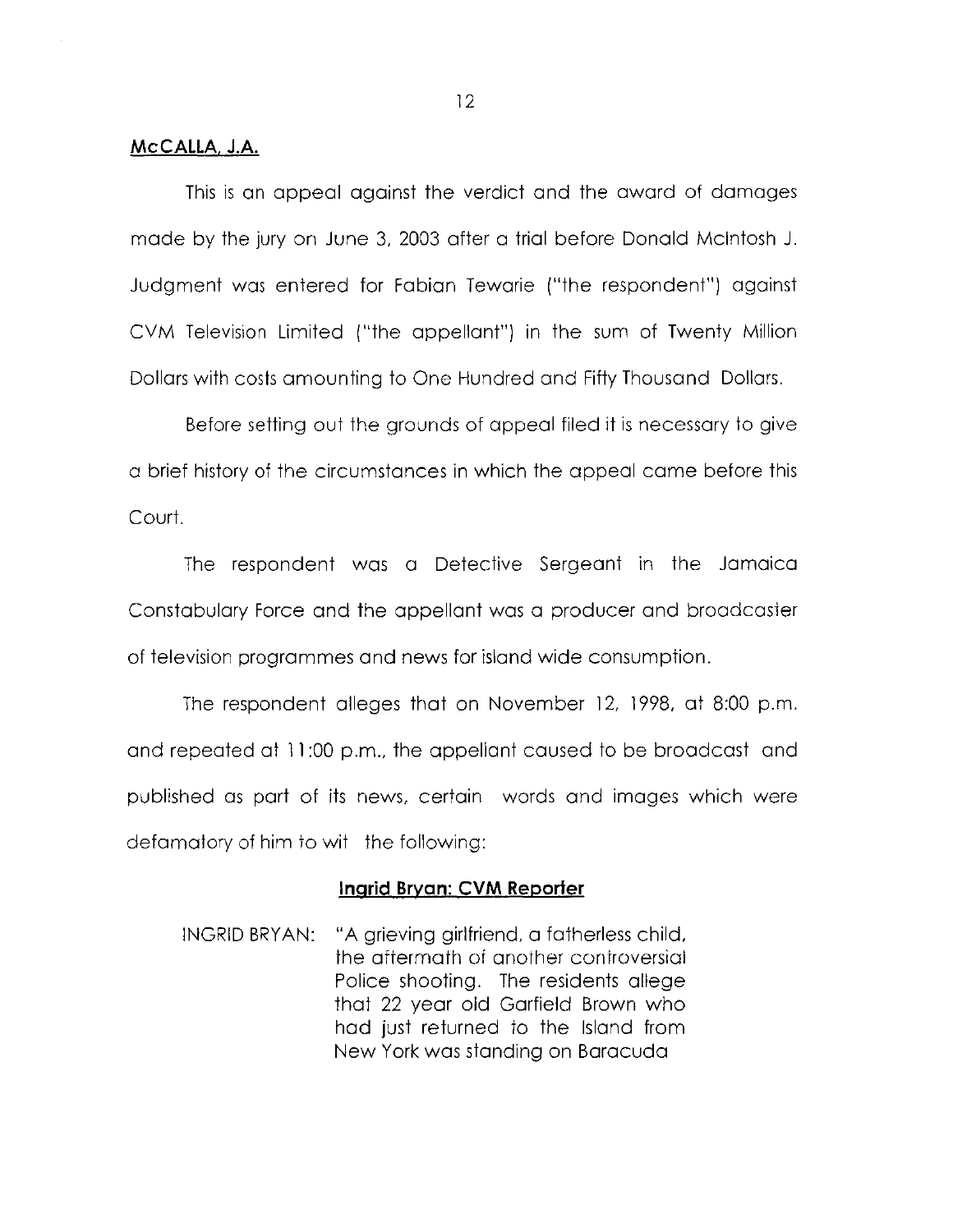**McCALLA, J.A.**

This is an appeal against the verdict and the award of damages made by the jury on June 3, 2003 after a trial before Donald McIntosh J. Judgment was entered for Fabian Tewarie ("the respondent") against CVM Television Limited ("the appellant") in the sum of Twenty Million Dollars with costs amounting to One Hundred and Fifty Thousand Dollars.

Before setting out the grounds of appeal filed it is necessary to give a brief history of the circumstances in which the appeal came before this Court.

The respondent was a Detective Sergeant in the Jamaica Constabulary Force and the appellant was a producer and broadcaster of television programmes and news for island wide consumption.

The respondent alleges that on November 12, 1998, at 8:00 p.m. and repeated at 11:00 p.m., the appellant caused to be broadcast and published as part of its news, certain words and images which were defamatory of him to wit the following:

**Ingrid Bryan: CVM Reporter**

INGRID BRYAN: "A grieving girlfriend, a fatherless child, the aftermath of another controversial Police shooting. The residents allege that 22 year old Garfield Brown who had just returned to the Island from New York was standing on Baracuda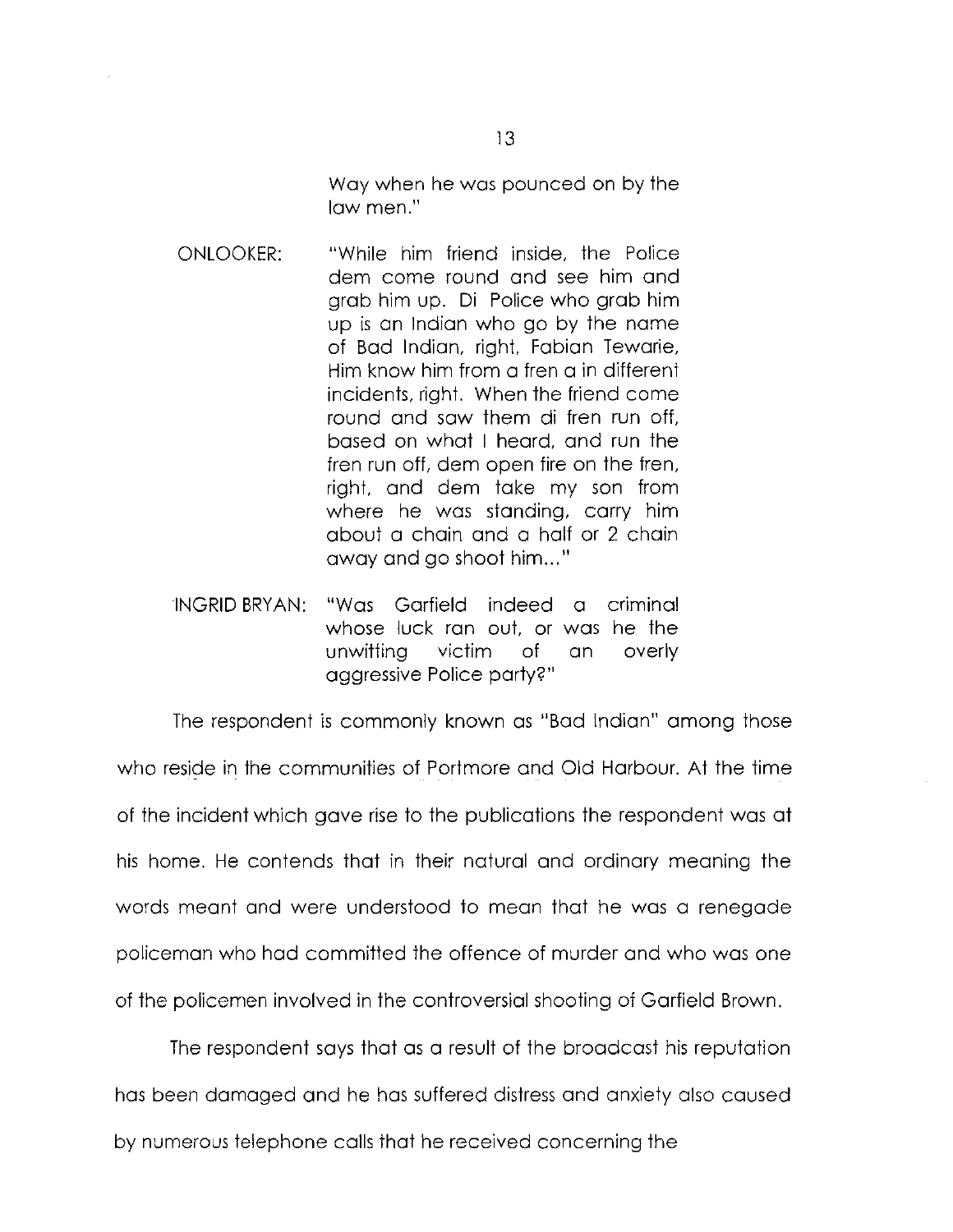Way when he was pounced on by the law men."

ONLOOKER: "While him friend inside, the Police dem come round and see him and grab him up. Di Police who grab him up is an Indian who go by the name of Bad Indian, right, Fabian Tewarie, Him know him from a fren a in different incidents, right. When the friend come round and saw them di fren run off, based on what I heard, and run the fren run off, dem open fire on the fren, right, and dem take my son from where he was standing, carry him about a chain and a half or 2 chain away and go shoot him..."

INGRID BRYAN: "Was Garfield indeed a criminal whose luck ran out, or was he the unwitting victim of an overly aggressive Police party?"

The respondent is commonly known as "Bad Indian" among those who reside in the communities of Portmore and Old Harbour. At the time of the incident which gave rise to the publications the respondent was at his home. He contends that in their natural and ordinary meaning the words meant and were understood to mean that he was a renegade policeman who had committed the offence of murder and who was one of the policemen involved in the controversial shooting of Garfield Brown.

The respondent says that as a result of the broadcast his reputation has been damaged and he has suffered distress and anxiety also caused by numerous telephone calls that he received concerning the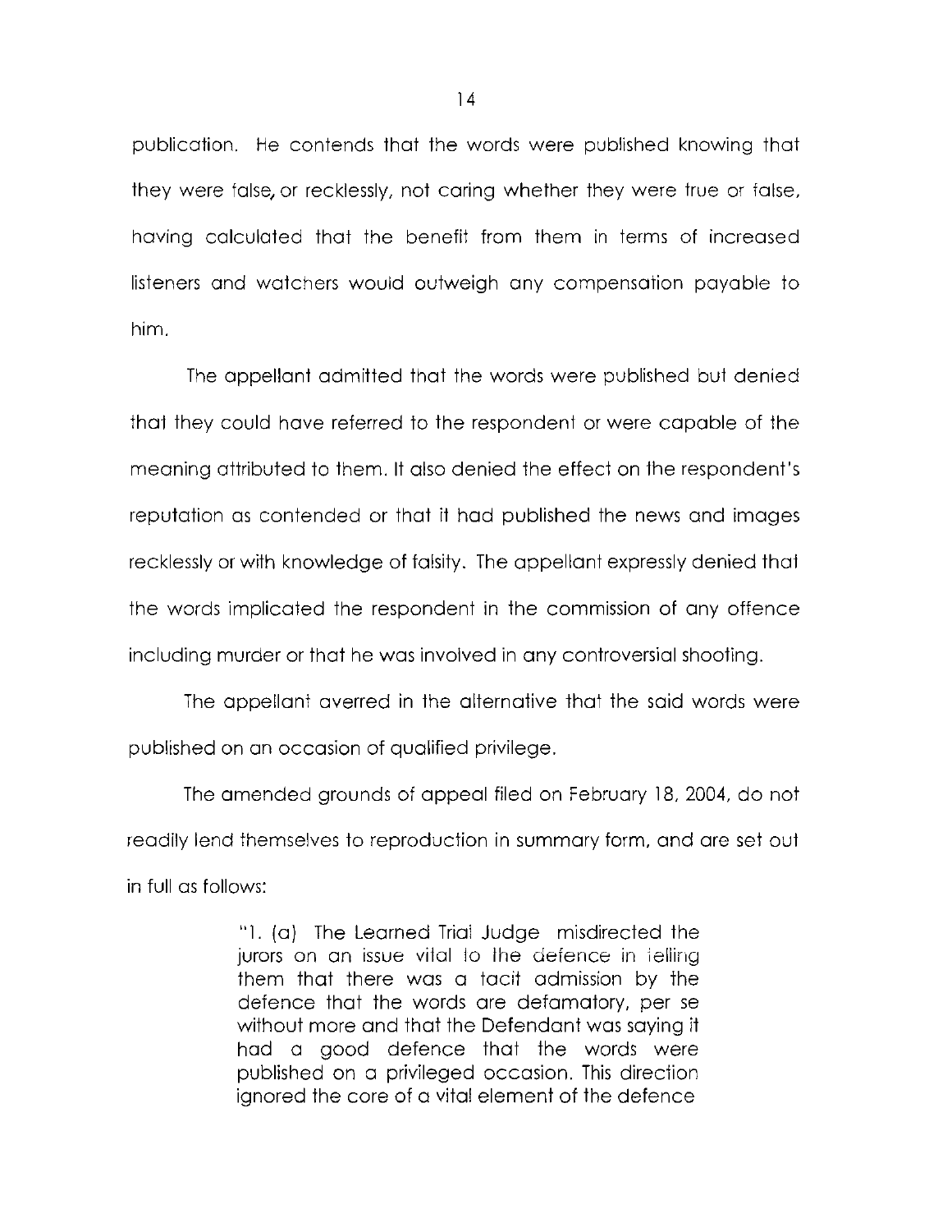publication. He contends that the words were published knowing that they were false, or recklessly, not caring whether they were true or false, having calculated that the benefit from them in terms of increased listeners and watchers would outweigh any compensation payable to him.

The appellant admitted that the words were published but denied that they could have referred to the respondent or were capable of the meaning attributed to them. It also denied the effect on the respondent's reputation as contended or that it had published the news and images recklessly or with knowledge of falsity. The appellant expressly denied that the words implicated the respondent in the commission of any offence including murder or that he was involved in any controversial shooting.

The appellant averred in the alternative that the said words were published on an occasion of qualified privilege.

The amended grounds of appeal filed on February 18, 2004, do not readily lend themselves to reproduction in summary form, and are set out in full as follows:

> "1. (a) The Learned Trial Judge misdirected the jurors on an issue vital to the defence in telling them that there was a tacit admission by the defence that the words are defamatory, per se without more and that the Defendant was saying it had a good defence that the words were published on a privileged occasion. This direction ignored the core of a vital element of the defence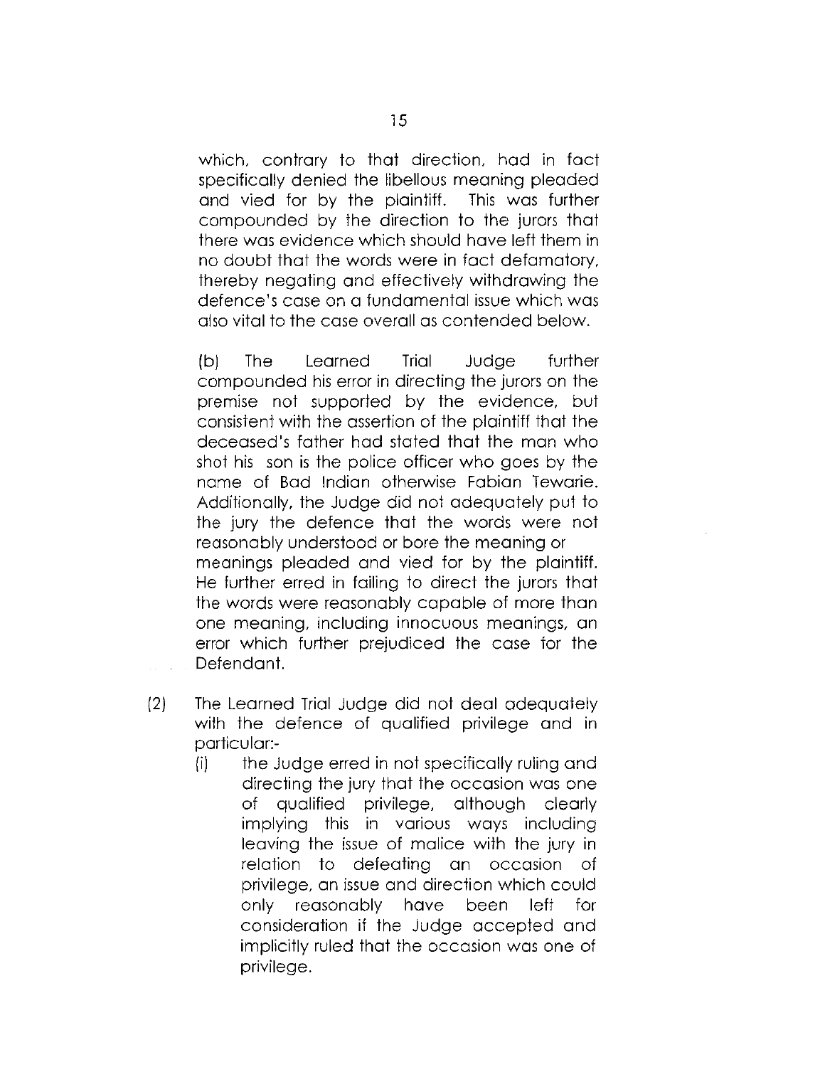which, contrary to that direction, had in fact specifically denied the libellous meaning pleaded and vied for by the plaintiff. This was further compounded by the direction to the jurors that there was evidence which should have left them in no doubt that the words were in fact defamatory, thereby negating and effectively withdrawing the defence's case on a fundamental issue which was also vital to the case overall as contended below.

(b) The Learned Trial Judge further compounded his error in directing the jurors on the premise not supported by the evidence, but consistent with the assertion of the plaintiff that the deceased's father had stated that the man who shot his son is the police officer who goes by the name of Bad Indian otherwise Fabian Tewarie. Additionally, the Judge did not adequately put to the jury the defence that the words were not reasonably understood or bore the meaning or meanings pleaded and vied for by the plaintiff. He further erred in failing to direct the jurors that the words were reasonably capable of more than one meaning, including innocuous meanings, an error which further prejudiced the case for the Defendant.

(2) The Learned Trial Judge did not deal adequately with the defence of qualified privilege and in particular:-

(i) the Judge erred in not specifically ruling and directing the jury that the occasion was one of qualified privilege, although clearly implying this in various ways including leaving the issue of malice with the jury in relation to defeating an occasion of privilege, an issue and direction which could only reasonably have been left for consideration if the Judge accepted and implicitly ruled that the occasion was one of privilege.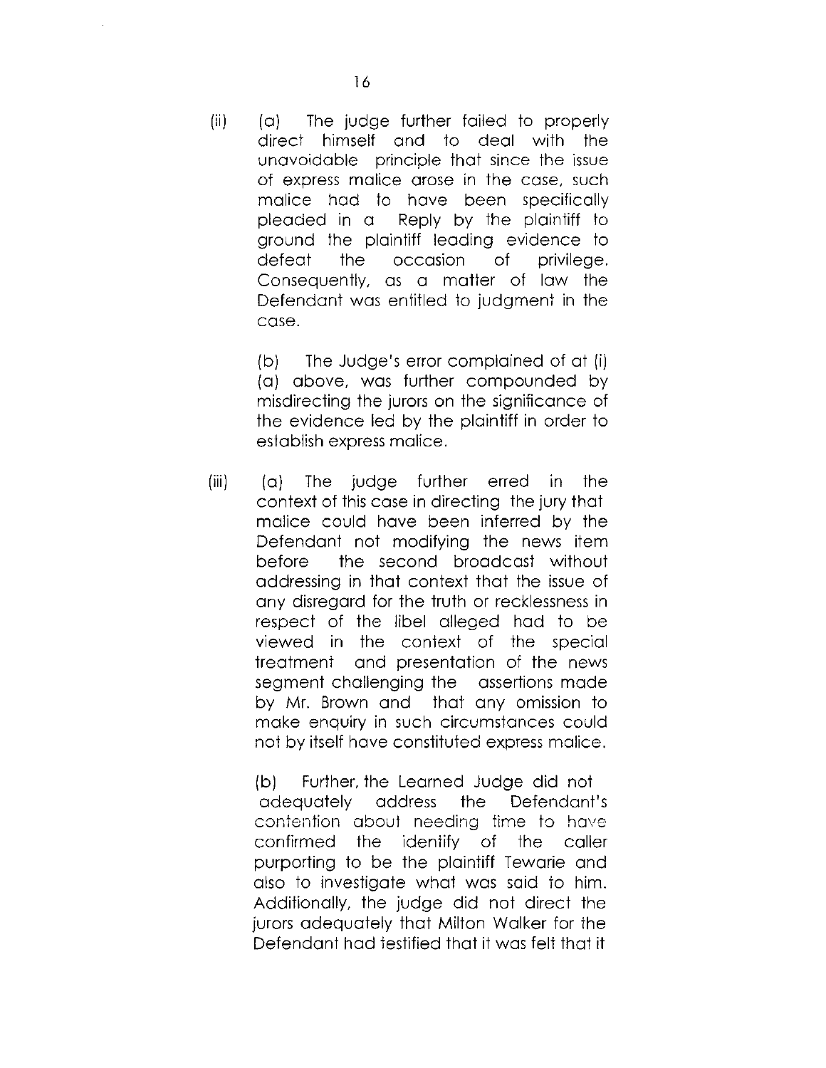(ii) (a) The judge further failed to properly direct himself and to deal with the unavoidable principle that since the issue of express malice arose in the case, such malice had to have been specifically pleaded in a Reply by the plaintiff to ground the plaintiff leading evidence to defeat the occasion of privilege. Consequently, as a matter of law the Defendant was entitled to judgment in the case.

(b) The Judge's error complained of at (i) (a) above, was further compounded by misdirecting the jurors on the significance of the evidence led by the plaintiff in order to establish express malice.

(iii) (a) The judge further erred in the context of this case in directing the jury that malice could have been inferred by the Defendant not modifying the news item before the second broadcast without addressing in that context that the issue of any disregard for the truth or recklessness in respect of the libel alleged had to be viewed in the context of the special treatment and presentation of the news segment challenging the assertions made by Mr. Brown and that any omission to make enquiry in such circumstances could not by itself have constituted express malice.

(b) Further, the Learned Judge did not adequately address the Defendant's contention about needing time to have confirmed the identify of the caller purporting to be the plaintiff Tewarie and also to investigate what was said to him. Additionally, the judge did not direct the jurors adequately that Milton Walker for the Defendant had testified that it was felt that it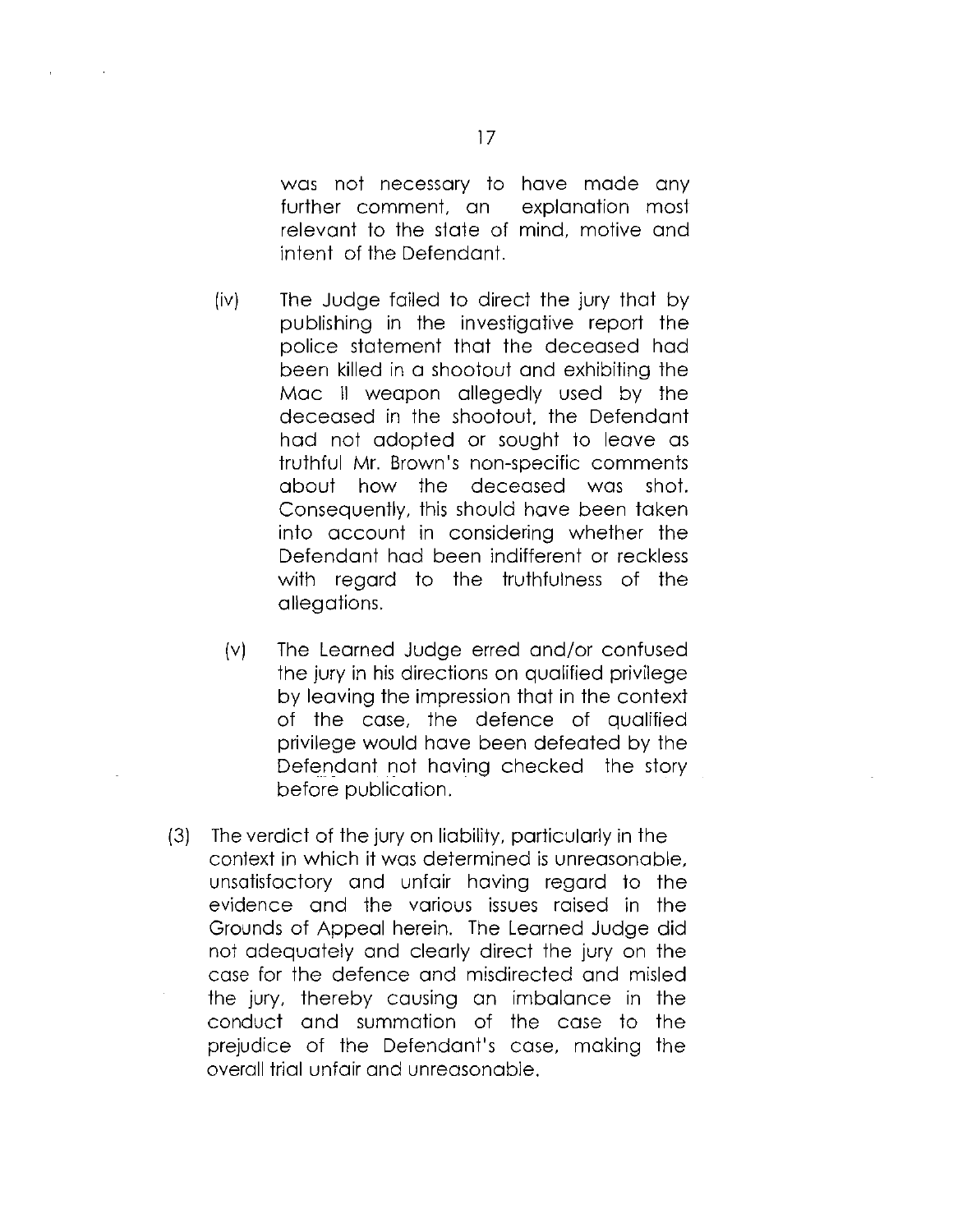was not necessary to have made any further comment, an explanation most relevant to the state of mind, motive and intent of the Defendant.

(iv) The Judge failed to direct the jury that by publishing in the investigative report the police statement that the deceased had been killed in a shootout and exhibiting the Mac II weapon allegedly used by the deceased in the shootout, the Defendant had not adopted or sought to leave as truthful Mr. Brown's non-specific comments about how the deceased was shot. Consequently, this should have been taken into account in considering whether the Defendant had been indifferent or reckless with regard to the truthfulness of the allegations.

(v) The Learned Judge erred and/or confused the jury in his directions on qualified privilege by leaving the impression that in the context of the case, the defence of qualified privilege would have been defeated by the Defendant not having checked the story before publication.

(3) The verdict of the jury on liability, particularly in the context in which it was determined is unreasonable, unsatisfactory and unfair having regard to the evidence and the various issues raised in the Grounds of Appeal herein. The Learned Judge did not adequately and clearly direct the jury on the case for the defence and misdirected and misled the jury, thereby causing an imbalance in the conduct and summation of the case to the prejudice of the Defendant's case, making the overall trial unfair and unreasonable.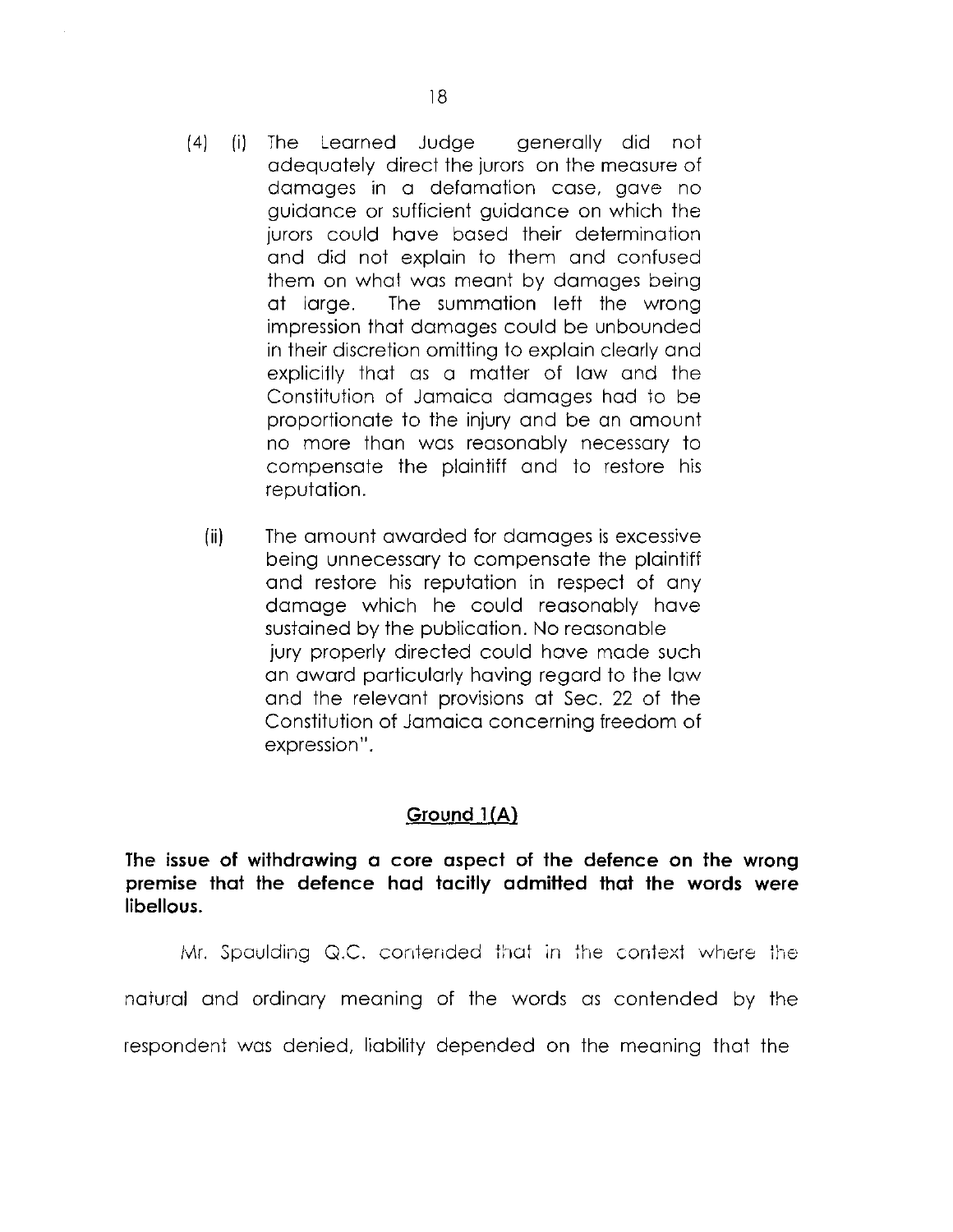(4) (i) The Learned Judge generally did not adequately direct the jurors on the measure of damages in a defamation case, gave no guidance or sufficient guidance on which the jurors could have based their determination and did not explain to them and confused them on what was meant by damages being at large. The summation left the wrong impression that damages could be unbounded in their discretion omitting to explain clearly and explicitly that as a matter of law and the Constitution of Jamaica damages had to be proportionate to the injury and be an amount no more than was reasonably necessary to compensate the plaintiff and to restore his reputation.

(ii) The amount awarded for damages is excessive being unnecessary to compensate the plaintiff and restore his reputation in respect of any damage which he could reasonably have sustained by the publication. No reasonable jury properly directed could have made such an award particularly having regard to the law and the relevant provisions at Sec. 22 of the Constitution of Jamaica concerning freedom of expression".

## Ground 1(A)

**The issue of withdrawing a core aspect of the defence on the wrong premise that the defence had tacitly admitted that the words were libellous.**

Mr. Spaulding Q.C. contended that in the context where the natural and ordinary meaning of the words as contended by the respondent was denied, liability depended on the meaning that the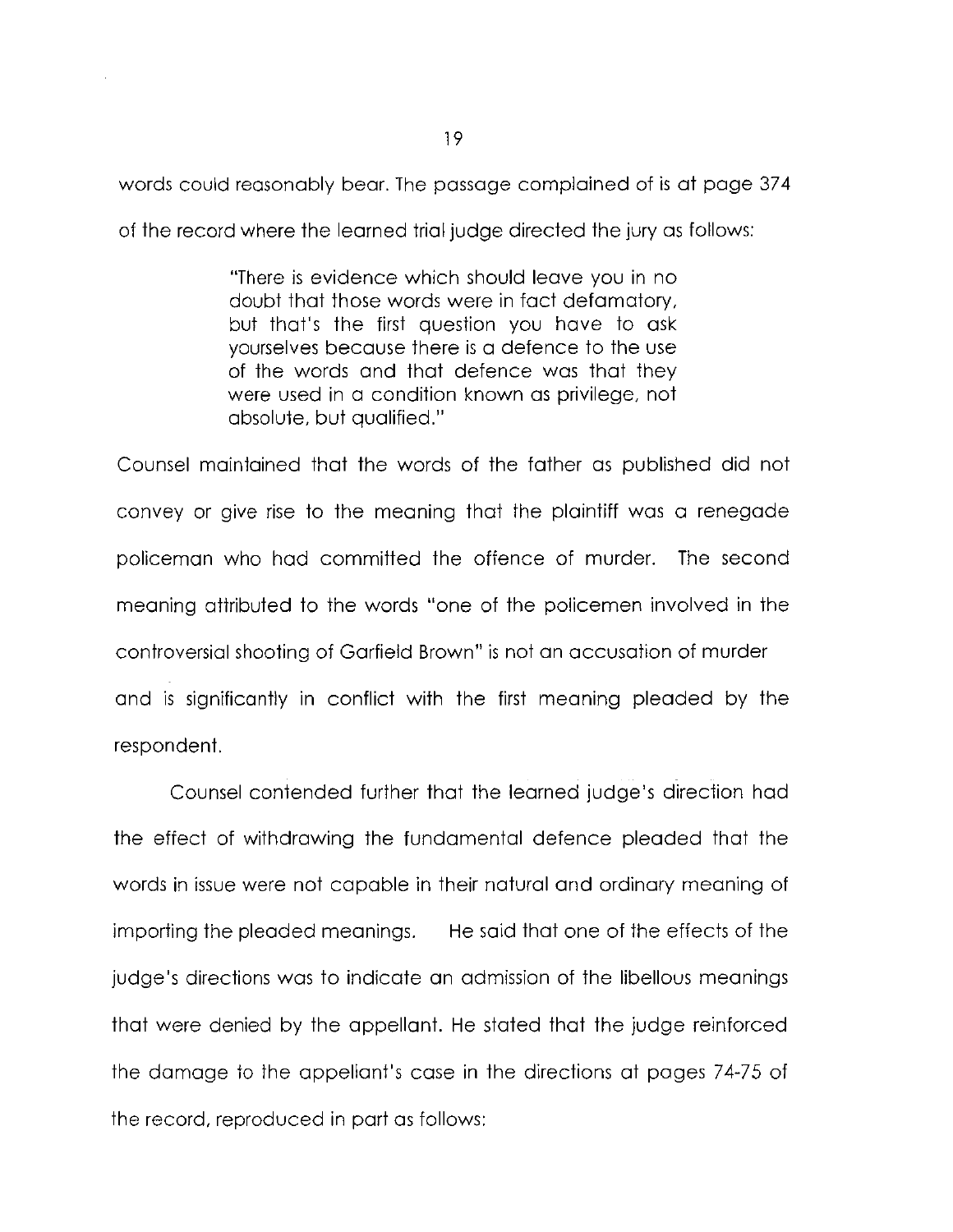words could reasonably bear. The passage complained of is at page 374 of the record where the learned trial judge directed the jury as follows:

> "There is evidence which should leave you in no doubt that those words were in fact defamatory, but that's the first question you have to ask yourselves because there is a defence to the use of the words and that defence was that they were used in a condition known as privilege, not absolute, but qualified."

Counsel maintained that the words of the father as published did not convey or give rise to the meaning that the plaintiff was a renegade policeman who had committed the offence of murder. The second meaning attributed to the words "one of the policemen involved in the controversial shooting of Garfield Brown" is not an accusation of murder and is significantly in conflict with the first meaning pleaded by the respondent.

Counsel contended further that the learned judge's direction had the effect of withdrawing the fundamental defence pleaded that the words in issue were not capable in their natural and ordinary meaning of importing the pleaded meanings. He said that one of the effects of the judge's directions was to indicate an admission of the libellous meanings that were denied by the appellant. He stated that the judge reinforced the damage to the appellant's case in the directions at pages 74-75 of the record, reproduced in part as follows: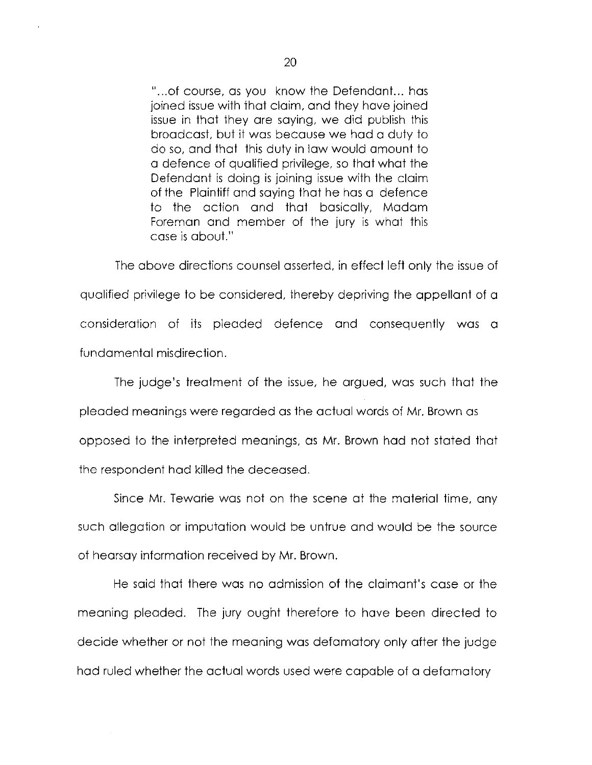> "...of course, as you know the Defendant... has joined issue with that claim, and they have joined issue in that they are saying, we did publish this broadcast, but it was because we had a duty to do so, and that this duty in law would amount to a defence of qualified privilege, so that what the Defendant is doing is joining issue with the claim of the Plaintiff and saying that he has a defence to the action and that basically, Madam Foreman and member of the jury is what this case is about."

The above directions counsel asserted, in effect left only the issue of qualified privilege to be considered, thereby depriving the appellant of a consideration of its pleaded defence and consequently was a fundamental misdirection.

The judge's treatment of the issue, he argued, was such that the pleaded meanings were regarded as the actual words of Mr. Brown as opposed to the interpreted meanings, as Mr. Brown had not stated that the respondent had killed the deceased.

Since Mr. Tewarie was not on the scene at the material time, any such allegation or imputation would be untrue and would be the source of hearsay information received by Mr. Brown.

He said that there was no admission of the claimant's case or the meaning pleaded. The jury ought therefore to have been directed to decide whether or not the meaning was defamatory only after the judge had ruled whether the actual words used were capable of a defamatory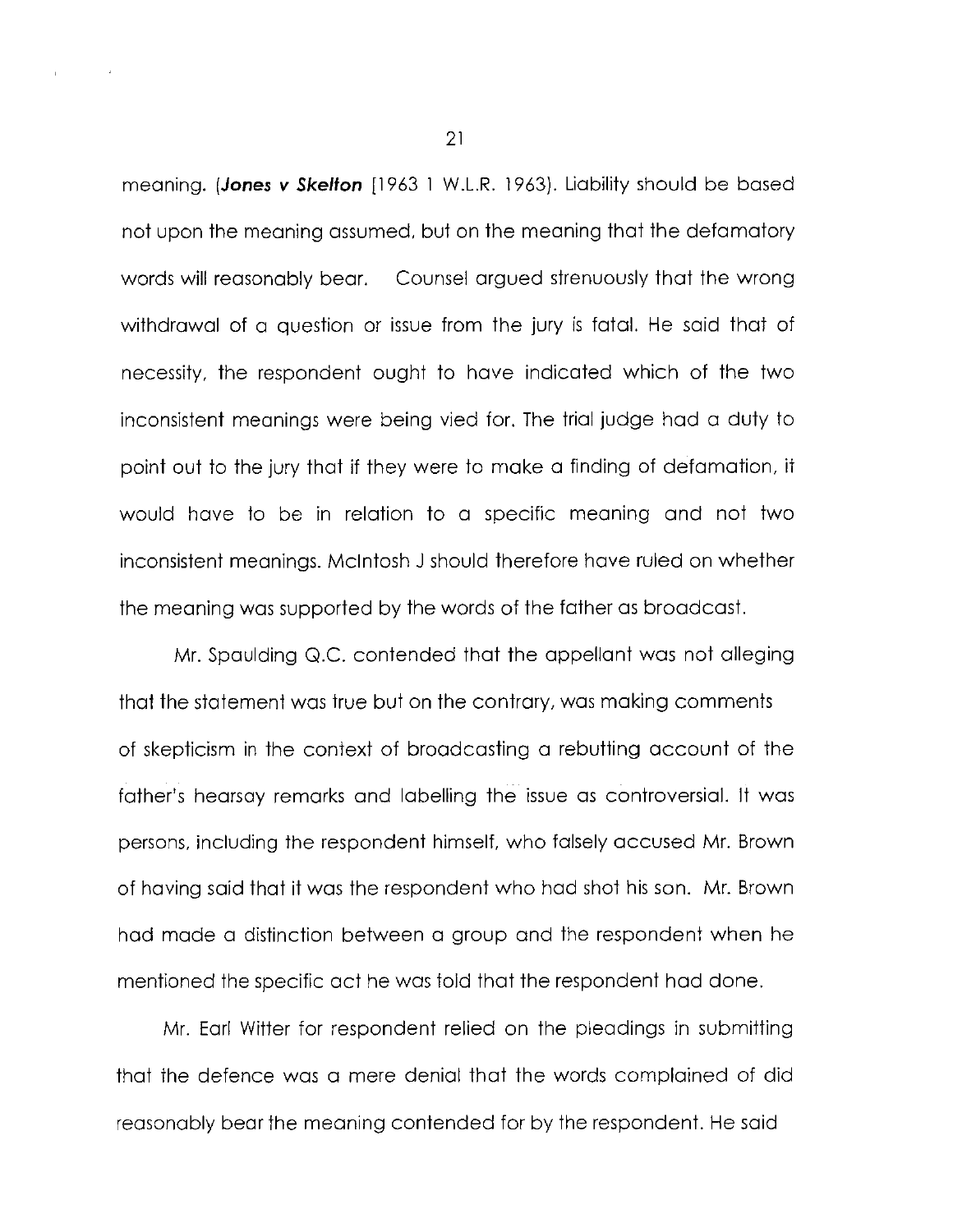meaning. (***Jones v Skelton*** [1963 1 W.L.R. 1963). Liability should be based not upon the meaning assumed, but on the meaning that the defamatory words will reasonably bear. Counsel argued strenuously that the wrong withdrawal of a question or issue from the jury is fatal. He said that of necessity, the respondent ought to have indicated which of the two inconsistent meanings were being vied for. The trial judge had a duty to point out to the jury that if they were to make a finding of defamation, it would have to be in relation to a specific meaning and not two inconsistent meanings. McIntosh J should therefore have ruled on whether the meaning was supported by the words of the father as broadcast.

Mr. Spaulding Q.C. contended that the appellant was not alleging that the statement was true but on the contrary, was making comments of skepticism in the context of broadcasting a rebutting account of the father's hearsay remarks and labelling the issue as controversial. It was persons, including the respondent himself, who falsely accused Mr. Brown of having said that it was the respondent who had shot his son. Mr. Brown had made a distinction between a group and the respondent when he mentioned the specific act he was told that the respondent had done.

Mr. Earl Witter for respondent relied on the pleadings in submitting that the defence was a mere denial that the words complained of did reasonably bear the meaning contended for by the respondent. He said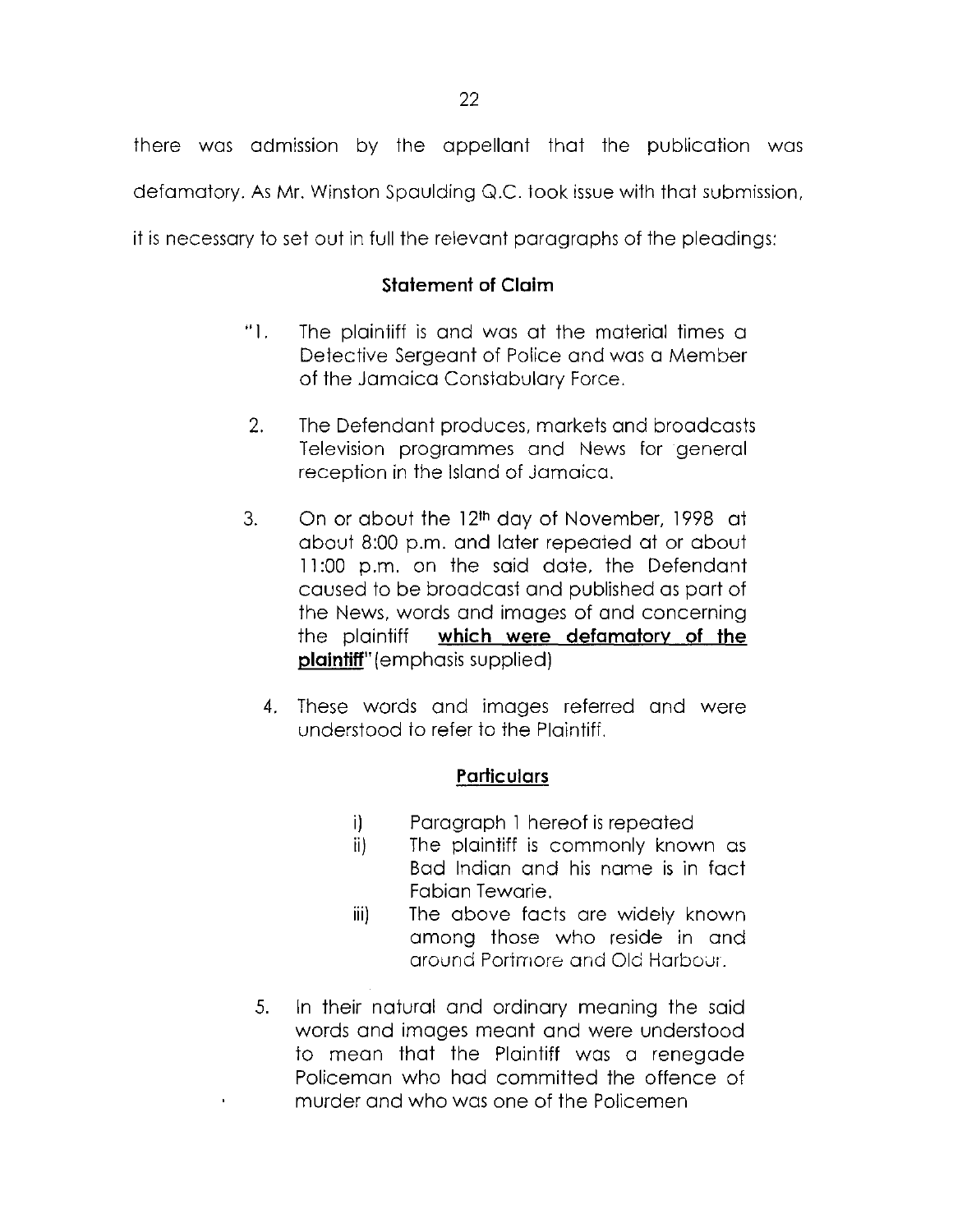there was admission by the appellant that the publication was defamatory. As Mr. Winston Spaulding Q.C. took issue with that submission, it is necessary to set out in full the relevant paragraphs of the pleadings:

**Statement of Claim**

> "1. The plaintiff is and was at the material times a Detective Sergeant of Police and was a Member of the Jamaica Constabulary Force.
>
> 2. The Defendant produces, markets and broadcasts Television programmes and News for general reception in the Island of Jamaica.
>
> 3. On or about the 12th day of November, 1998 at about 8:00 p.m. and later repeated at or about 11:00 p.m. on the said date, the Defendant caused to be broadcast and published as part of the News, words and images of and concerning the plaintiff **which were defamatory of the plaintiff**" (emphasis supplied)
>
> 4. These words and images referred and were understood to refer to the Plaintiff.
>
> **Particulars**
>
> i) Paragraph 1 hereof is repeated
> ii) The plaintiff is commonly known as Bad Indian and his name is in fact Fabian Tewarie.
> iii) The above facts are widely known among those who reside in and around Portmore and Old Harbour.
>
> 5. In their natural and ordinary meaning the said words and images meant and were understood to mean that the Plaintiff was a renegade Policeman who had committed the offence of murder and who was one of the Policemen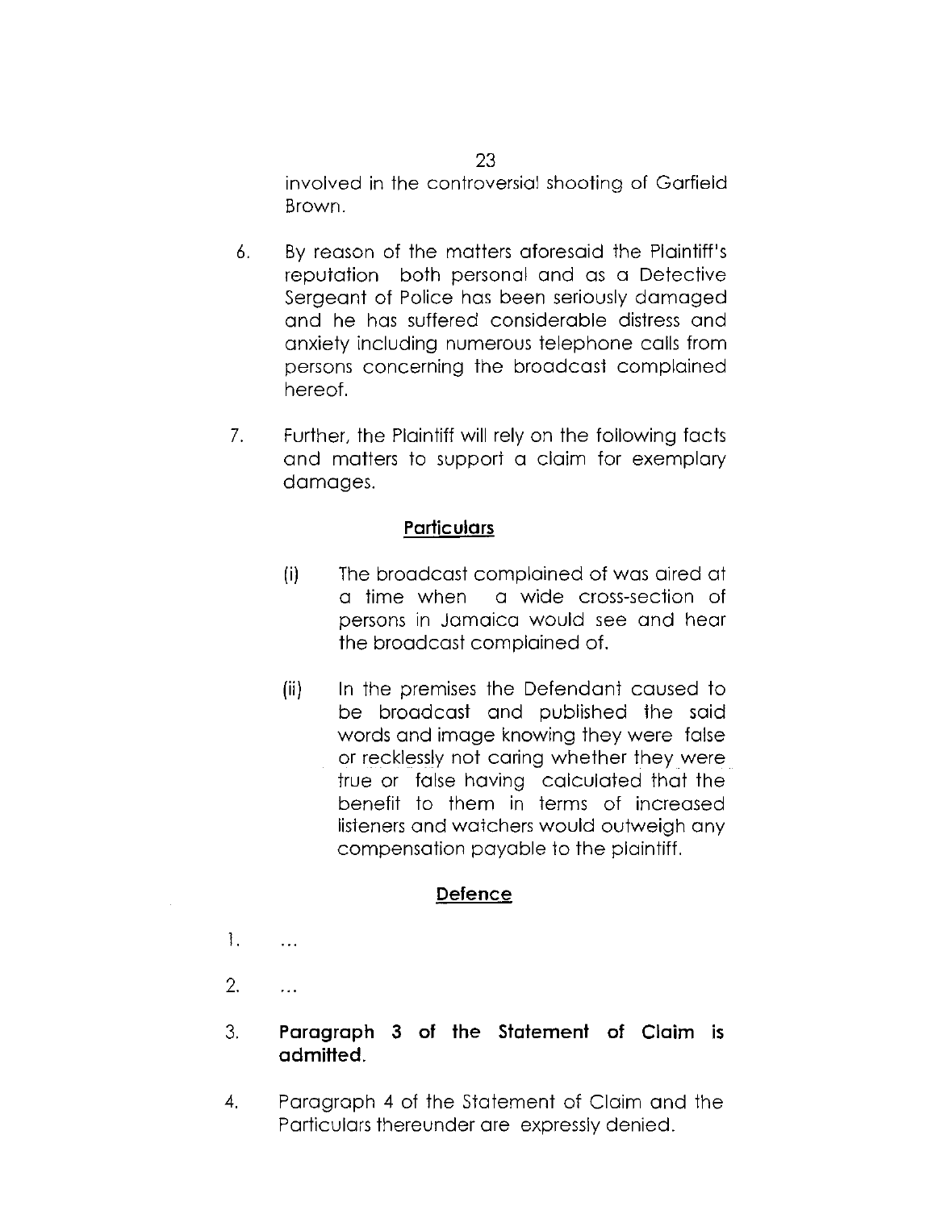involved in the controversial shooting of Garfield Brown.

6. By reason of the matters aforesaid the Plaintiff's reputation both personal and as a Detective Sergeant of Police has been seriously damaged and he has suffered considerable distress and anxiety including numerous telephone calls from persons concerning the broadcast complained hereof.

7. Further, the Plaintiff will rely on the following facts and matters to support a claim for exemplary damages.

**Particulars**

(i) The broadcast complained of was aired at a time when a wide cross-section of persons in Jamaica would see and hear the broadcast complained of.

(ii) In the premises the Defendant caused to be broadcast and published the said words and image knowing they were false or recklessly not caring whether they were true or false having calculated that the benefit to them in terms of increased listeners and watchers would outweigh any compensation payable to the plaintiff.

**Defence**

1. ...

2. ...

3. **Paragraph 3 of the Statement of Claim is admitted.**

4. Paragraph 4 of the Statement of Claim and the Particulars thereunder are expressly denied.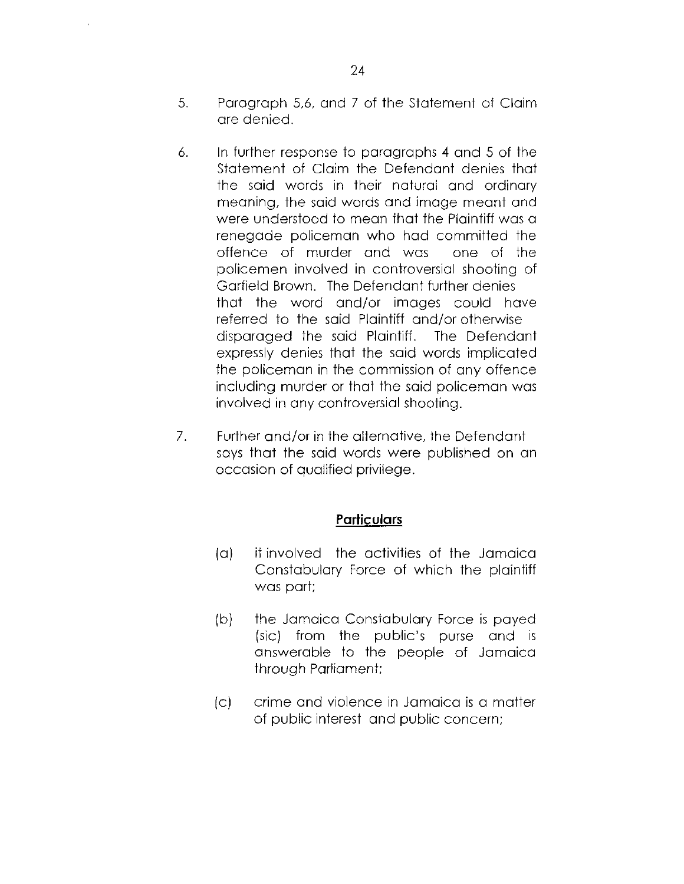5. Paragraph 5,6, and 7 of the Statement of Claim are denied.

6. In further response to paragraphs 4 and 5 of the Statement of Claim the Defendant denies that the said words in their natural and ordinary meaning, the said words and image meant and were understood to mean that the Plaintiff was a renegade policeman who had committed the offence of murder and was one of the policemen involved in controversial shooting of Garfield Brown. The Defendant further denies that the word and/or images could have referred to the said Plaintiff and/or otherwise disparaged the said Plaintiff. The Defendant expressly denies that the said words implicated the policeman in the commission of any offence including murder or that the said policeman was involved in any controversial shooting.

7. Further and/or in the alternative, the Defendant says that the said words were published on an occasion of qualified privilege.

**Particulars**

(a) it involved the activities of the Jamaica Constabulary Force of which the plaintiff was part;

(b) the Jamaica Constabulary Force is payed (sic) from the public's purse and is answerable to the people of Jamaica through Parliament;

(c) crime and violence in Jamaica is a matter of public interest and public concern;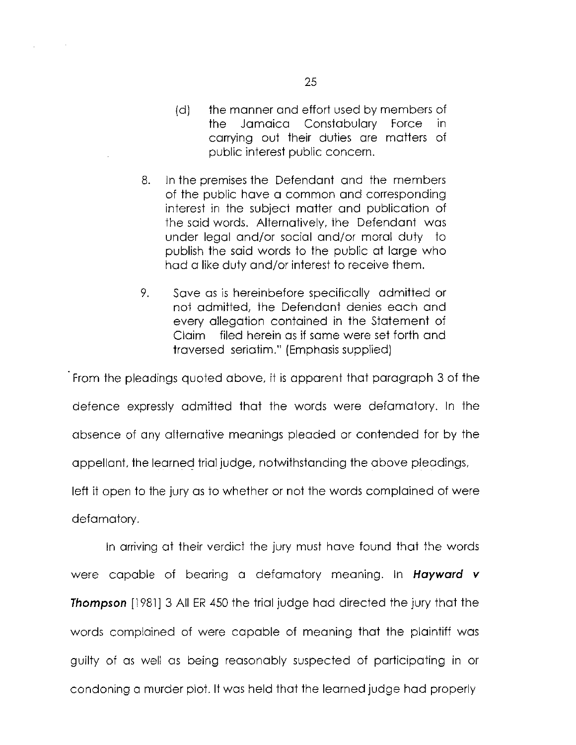(d) the manner and effort used by members of the Jamaica Constabulary Force in carrying out their duties are matters of public interest public concern.

8. In the premises the Defendant and the members of the public have a common and corresponding interest in the subject matter and publication of the said words. Alternatively, the Defendant was under legal and/or social and/or moral duty to publish the said words to the public at large who had a like duty and/or interest to receive them.

9. Save as is hereinbefore specifically admitted or not admitted, the Defendant denies each and every allegation contained in the Statement of Claim filed herein as if same were set forth and traversed seriatim." (Emphasis supplied)

From the pleadings quoted above, it is apparent that paragraph 3 of the defence expressly admitted that the words were defamatory. In the absence of any alternative meanings pleaded or contended for by the appellant, the learned trial judge, notwithstanding the above pleadings, left it open to the jury as to whether or not the words complained of were defamatory.

In arriving at their verdict the jury must have found that the words were capable of bearing a defamatory meaning. In ***Hayward v Thompson*** [1981] 3 All ER 450 the trial judge had directed the jury that the words complained of were capable of meaning that the plaintiff was guilty of as well as being reasonably suspected of participating in or condoning a murder plot. It was held that the learned judge had properly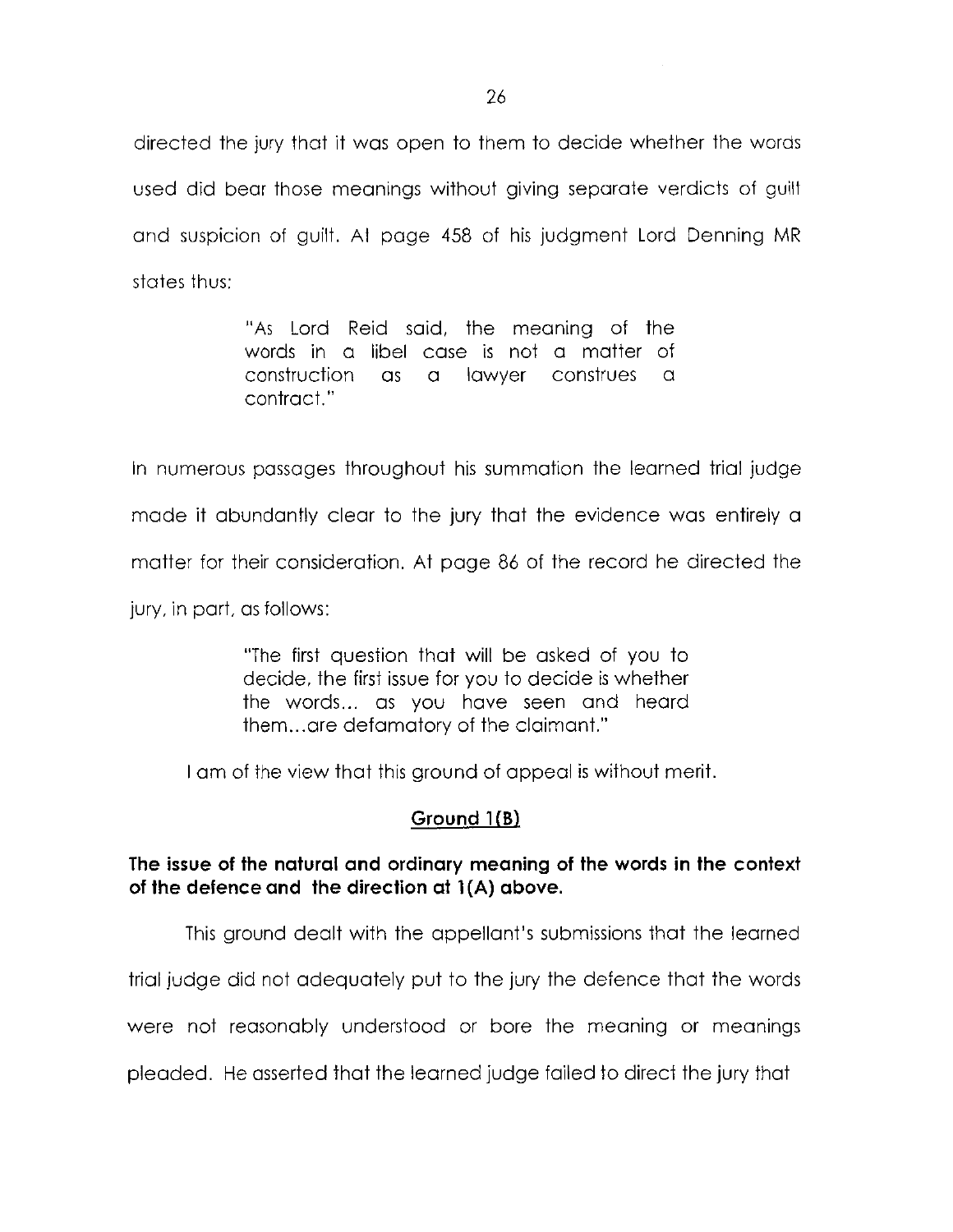directed the jury that it was open to them to decide whether the words used did bear those meanings without giving separate verdicts of guilt and suspicion of guilt. At page 458 of his judgment Lord Denning MR states thus:

> "As Lord Reid said, the meaning of the words in a libel case is not a matter of construction as a lawyer construes a contract."

In numerous passages throughout his summation the learned trial judge made it abundantly clear to the jury that the evidence was entirely a matter for their consideration. At page 86 of the record he directed the jury, in part, as follows:

> "The first question that will be asked of you to decide, the first issue for you to decide is whether the words... as you have seen and heard them...are defamatory of the claimant."

I am of the view that this ground of appeal is without merit.

## Ground 1(B)

**The issue of the natural and ordinary meaning of the words in the context of the defence and the direction at 1(A) above.**

This ground dealt with the appellant's submissions that the learned trial judge did not adequately put to the jury the defence that the words were not reasonably understood or bore the meaning or meanings pleaded. He asserted that the learned judge failed to direct the jury that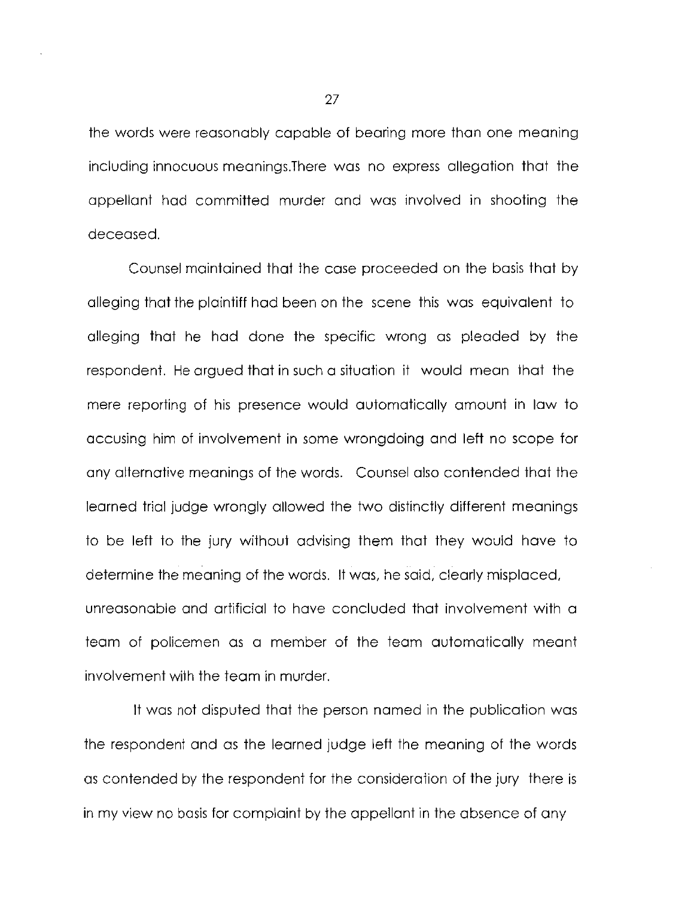the words were reasonably capable of bearing more than one meaning including innocuous meanings.There was no express allegation that the appellant had committed murder and was involved in shooting the deceased.

Counsel maintained that the case proceeded on the basis that by alleging that the plaintiff had been on the scene this was equivalent to alleging that he had done the specific wrong as pleaded by the respondent. He argued that in such a situation it would mean that the mere reporting of his presence would automatically amount in law to accusing him of involvement in some wrongdoing and left no scope for any alternative meanings of the words. Counsel also contended that the learned trial judge wrongly allowed the two distinctly different meanings to be left to the jury without advising them that they would have to determine the meaning of the words. It was, he said, clearly misplaced, unreasonable and artificial to have concluded that involvement with a team of policemen as a member of the team automatically meant involvement with the team in murder.

It was not disputed that the person named in the publication was the respondent and as the learned judge left the meaning of the words as contended by the respondent for the consideration of the jury there is in my view no basis for complaint by the appellant in the absence of any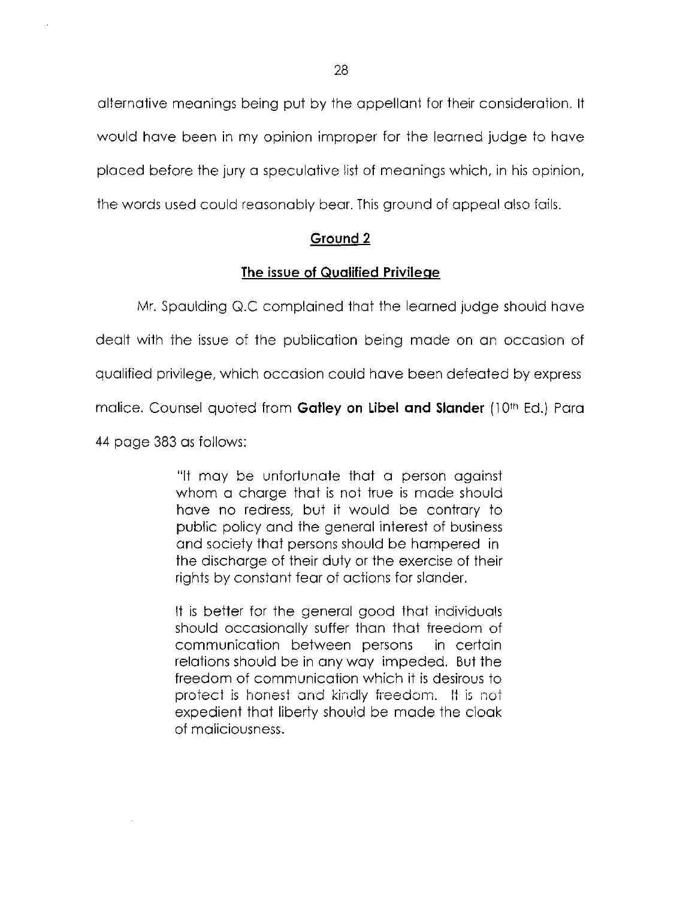alternative meanings being put by the appellant for their consideration. It would have been in my opinion improper for the learned judge to have placed before the jury a speculative list of meanings which, in his opinion, the words used could reasonably bear. This ground of appeal also fails.

## Ground 2

### The issue of Qualified Privilege

Mr. Spaulding Q.C complained that the learned judge should have dealt with the issue of the publication being made on an occasion of qualified privilege, which occasion could have been defeated by express malice. Counsel quoted from **Gatley on Libel and Slander** (10th Ed.) Para 44 page 383 as follows:

> "It may be unfortunate that a person against whom a charge that is not true is made should have no redress, but it would be contrary to public policy and the general interest of business and society that persons should be hampered in the discharge of their duty or the exercise of their rights by constant fear of actions for slander.
>
> It is better for the general good that individuals should occasionally suffer than that freedom of communication between persons in certain relations should be in any way impeded. But the freedom of communication which it is desirous to protect is honest and kindly freedom. It is not expedient that liberty should be made the cloak of maliciousness.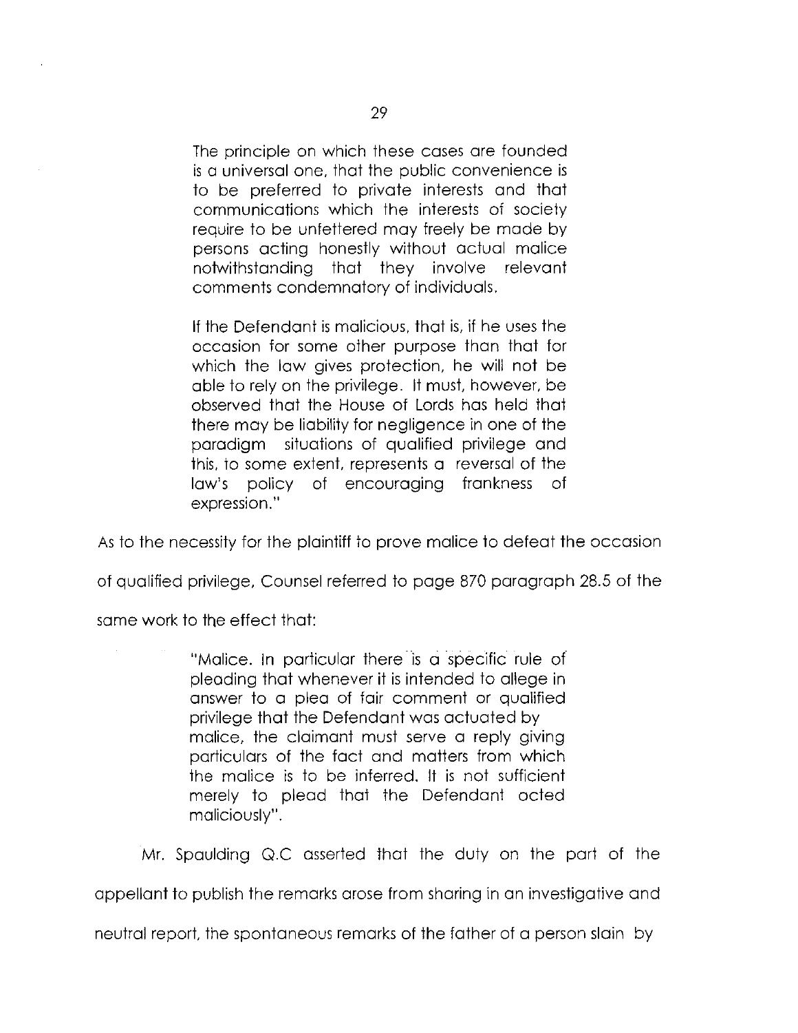> The principle on which these cases are founded is a universal one, that the public convenience is to be preferred to private interests and that communications which the interests of society require to be unfettered may freely be made by persons acting honestly without actual malice notwithstanding that they involve relevant comments condemnatory of individuals.
>
> If the Defendant is malicious, that is, if he uses the occasion for some other purpose than that for which the law gives protection, he will not be able to rely on the privilege. It must, however, be observed that the House of Lords has held that there may be liability for negligence in one of the paradigm situations of qualified privilege and this, to some extent, represents a reversal of the law's policy of encouraging frankness of expression."

As to the necessity for the plaintiff to prove malice to defeat the occasion of qualified privilege, Counsel referred to page 870 paragraph 28.5 of the same work to the effect that:

> "Malice. In particular there is a specific rule of pleading that whenever it is intended to allege in answer to a plea of fair comment or qualified privilege that the Defendant was actuated by malice, the claimant must serve a reply giving particulars of the fact and matters from which the malice is to be inferred. It is not sufficient merely to plead that the Defendant acted maliciously".

Mr. Spaulding Q.C asserted that the duty on the part of the appellant to publish the remarks arose from sharing in an investigative and neutral report, the spontaneous remarks of the father of a person slain by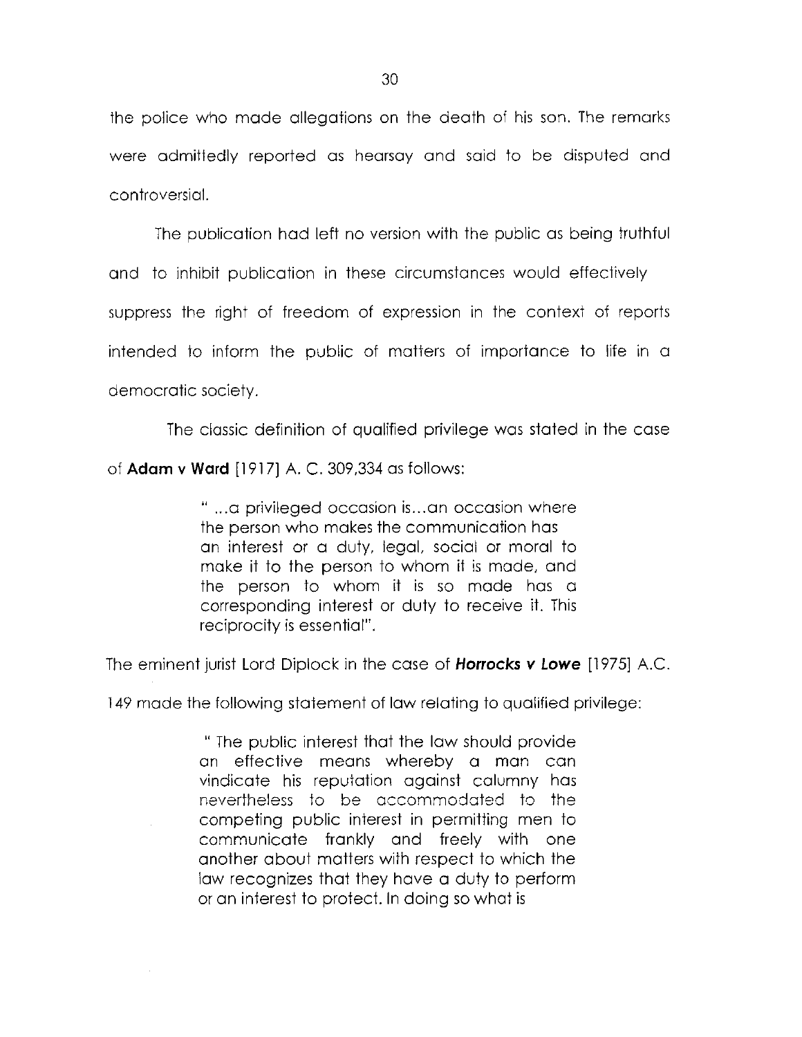the police who made allegations on the death of his son. The remarks were admittedly reported as hearsay and said to be disputed and controversial.

The publication had left no version with the public as being truthful and to inhibit publication in these circumstances would effectively suppress the right of freedom of expression in the context of reports intended to inform the public of matters of importance to life in a democratic society.

The classic definition of qualified privilege was stated in the case of **Adam v Ward** [1917] A. C. 309,334 as follows:

> " ...a privileged occasion is...an occasion where the person who makes the communication has an interest or a duty, legal, social or moral to make it to the person to whom it is made, and the person to whom it is so made has a corresponding interest or duty to receive it. This reciprocity is essential".

The eminent jurist Lord Diplock in the case of ***Horrocks v Lowe*** [1975] A.C. 149 made the following statement of law relating to qualified privilege:

> " The public interest that the law should provide an effective means whereby a man can vindicate his reputation against calumny has nevertheless to be accommodated to the competing public interest in permitting men to communicate frankly and freely with one another about matters with respect to which the law recognizes that they have a duty to perform or an interest to protect. In doing so what is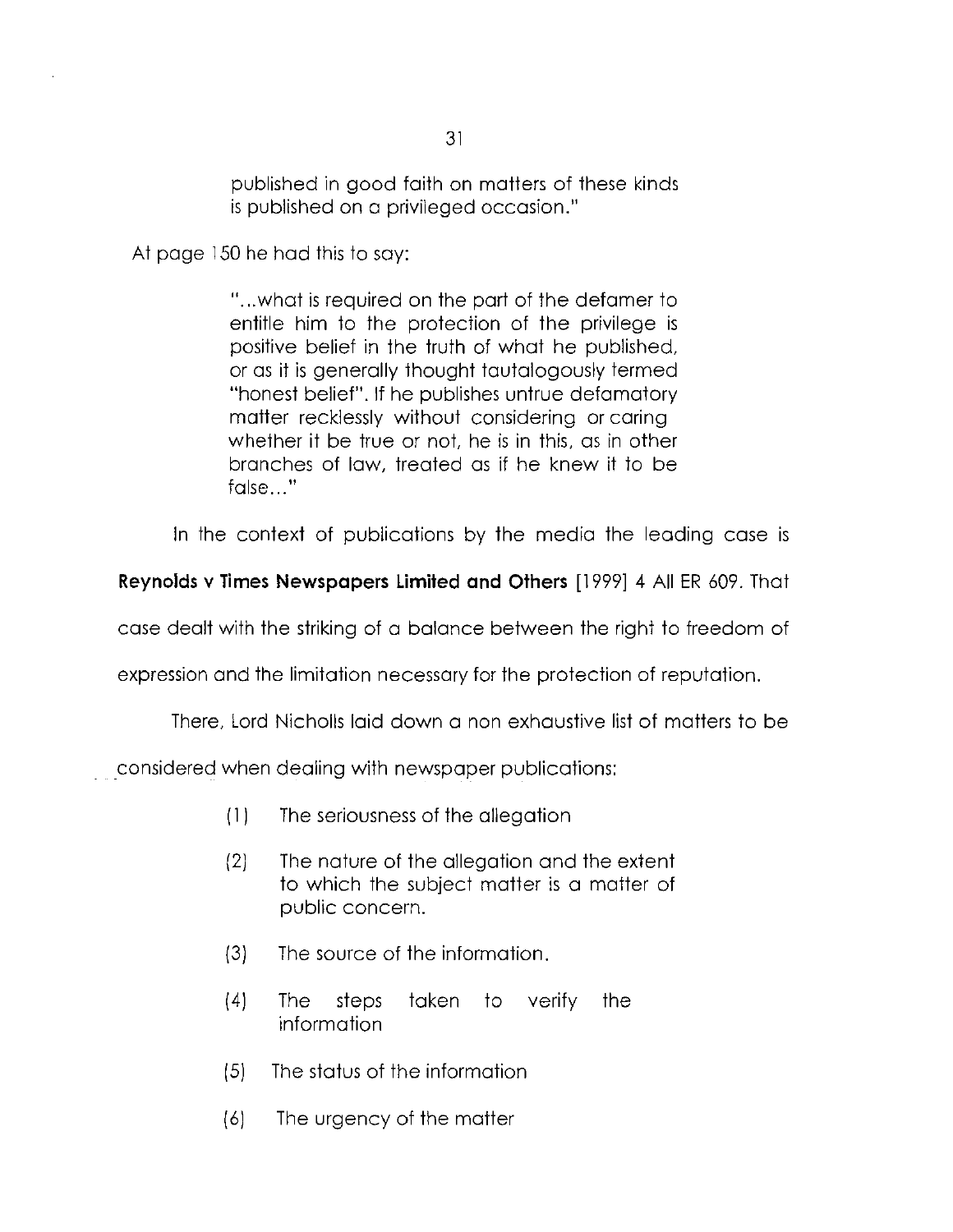> published in good faith on matters of these kinds is published on a privileged occasion."

At page 150 he had this to say:

> "...what is required on the part of the defamer to entitle him to the protection of the privilege is positive belief in the truth of what he published, or as it is generally thought tautologously termed "honest belief". If he publishes untrue defamatory matter recklessly without considering or caring whether it be true or not, he is in this, as in other branches of law, treated as if he knew it to be false..."

In the context of publications by the media the leading case is **Reynolds v Times Newspapers Limited and Others** [1999] 4 All ER 609. That case dealt with the striking of a balance between the right to freedom of expression and the limitation necessary for the protection of reputation.

There, Lord Nicholls laid down a non exhaustive list of matters to be considered when dealing with newspaper publications:

(1) The seriousness of the allegation

(2) The nature of the allegation and the extent to which the subject matter is a matter of public concern.

(3) The source of the information.

(4) The steps taken to verify the information

(5) The status of the information

(6) The urgency of the matter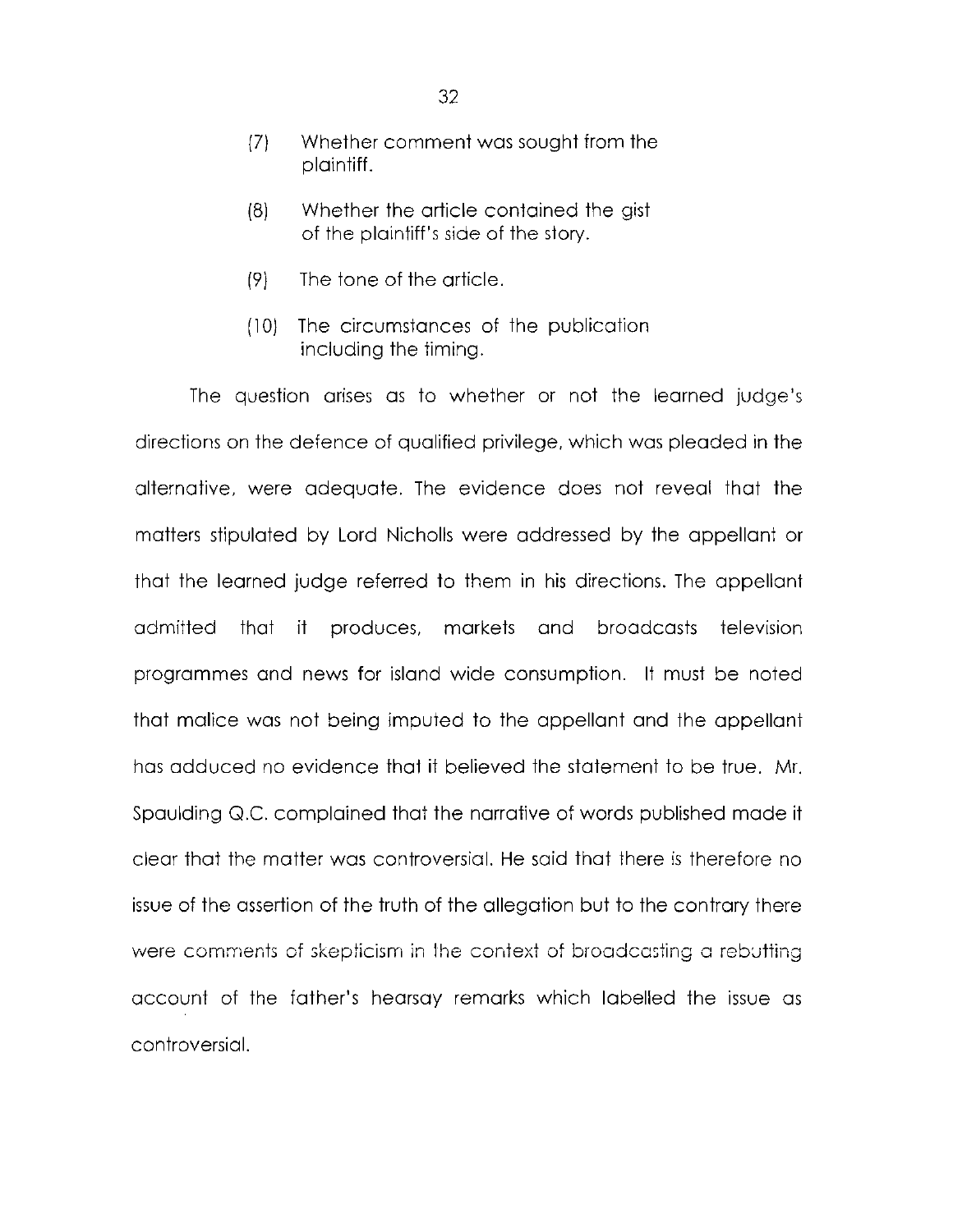(7) Whether comment was sought from the plaintiff.

(8) Whether the article contained the gist of the plaintiff's side of the story.

(9) The tone of the article.

(10) The circumstances of the publication including the timing.

The question arises as to whether or not the learned judge's directions on the defence of qualified privilege, which was pleaded in the alternative, were adequate. The evidence does not reveal that the matters stipulated by Lord Nicholls were addressed by the appellant or that the learned judge referred to them in his directions. The appellant admitted that it produces, markets and broadcasts television programmes and news for island wide consumption. It must be noted that malice was not being imputed to the appellant and the appellant has adduced no evidence that it believed the statement to be true. Mr. Spaulding Q.C. complained that the narrative of words published made it clear that the matter was controversial. He said that there is therefore no issue of the assertion of the truth of the allegation but to the contrary there were comments of skepticism in the context of broadcasting a rebutting account of the father's hearsay remarks which labelled the issue as controversial.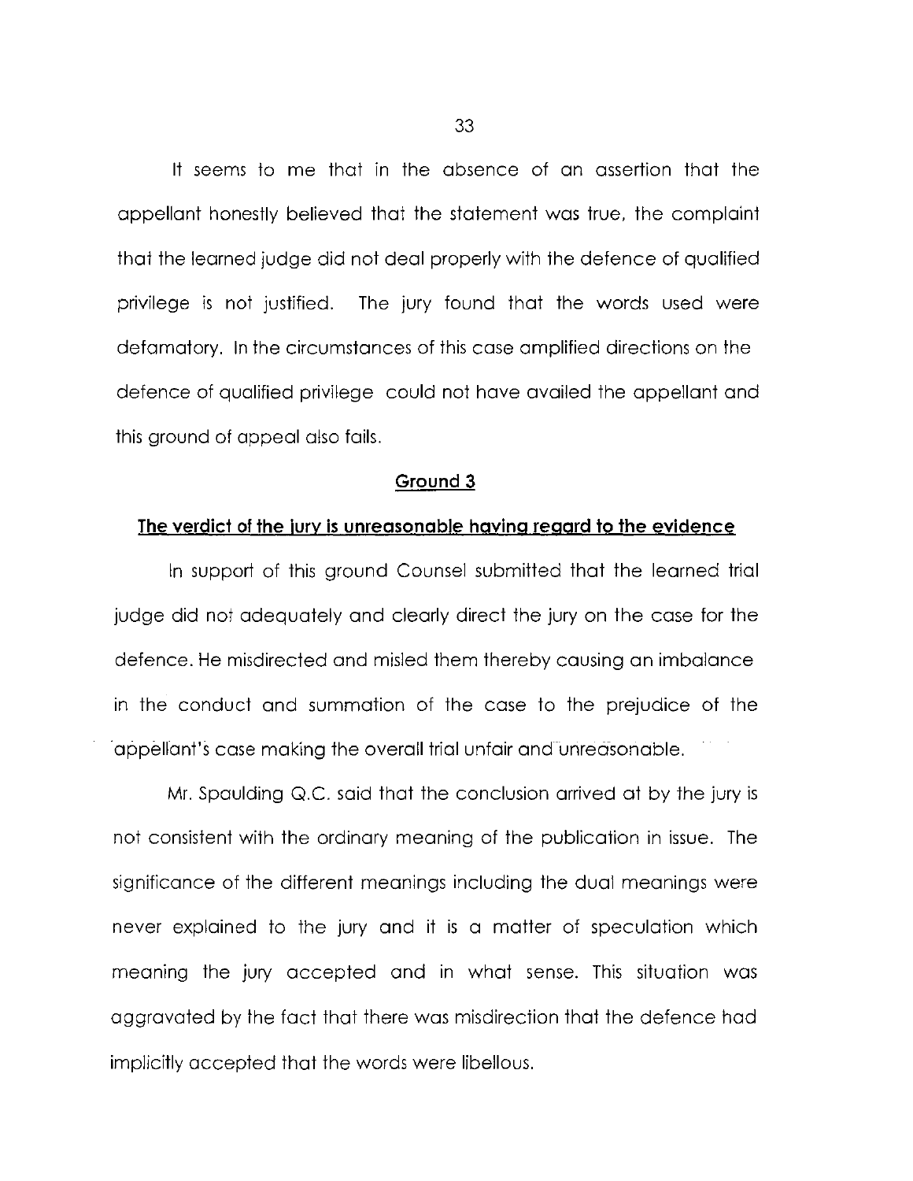It seems to me that in the absence of an assertion that the appellant honestly believed that the statement was true, the complaint that the learned judge did not deal properly with the defence of qualified privilege is not justified. The jury found that the words used were defamatory. In the circumstances of this case amplified directions on the defence of qualified privilege could not have availed the appellant and this ground of appeal also fails.

**Ground 3**

**The verdict of the jury is unreasonable having regard to the evidence**

In support of this ground Counsel submitted that the learned trial judge did not adequately and clearly direct the jury on the case for the defence. He misdirected and misled them thereby causing an imbalance in the conduct and summation of the case to the prejudice of the appellant's case making the overall trial unfair and unreasonable.

Mr. Spaulding Q.C. said that the conclusion arrived at by the jury is not consistent with the ordinary meaning of the publication in issue. The significance of the different meanings including the dual meanings were never explained to the jury and it is a matter of speculation which meaning the jury accepted and in what sense. This situation was aggravated by the fact that there was misdirection that the defence had implicitly accepted that the words were libellous.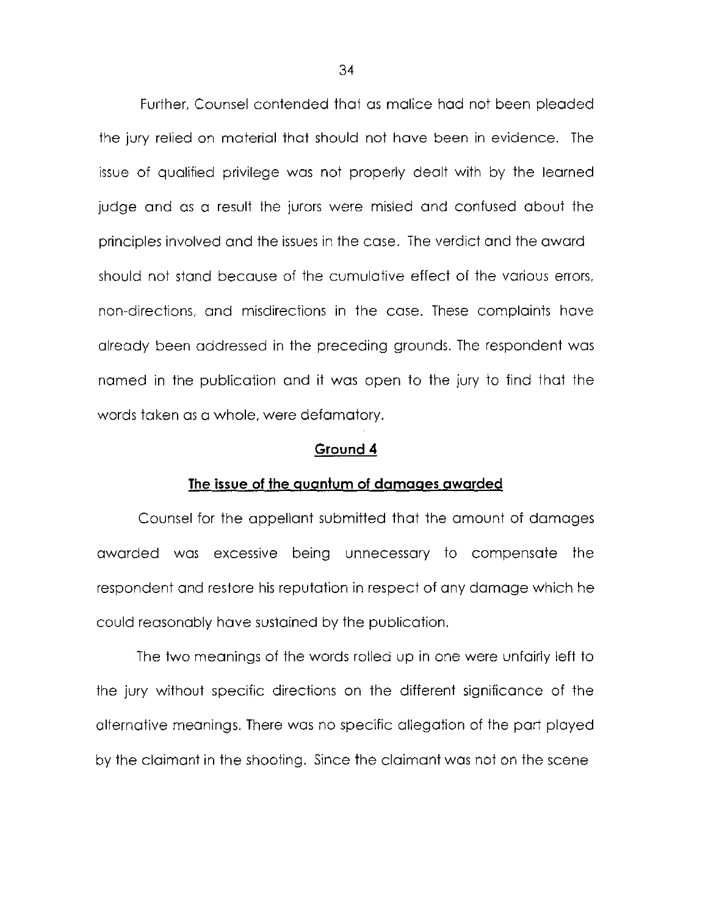Further, Counsel contended that as malice had not been pleaded the jury relied on material that should not have been in evidence. The issue of qualified privilege was not properly dealt with by the learned judge and as a result the jurors were misled and confused about the principles involved and the issues in the case. The verdict and the award should not stand because of the cumulative effect of the various errors, non-directions, and misdirections in the case. These complaints have already been addressed in the preceding grounds. The respondent was named in the publication and it was open to the jury to find that the words taken as a whole, were defamatory.

**Ground 4**

**The issue of the quantum of damages awarded**

Counsel for the appellant submitted that the amount of damages awarded was excessive being unnecessary to compensate the respondent and restore his reputation in respect of any damage which he could reasonably have sustained by the publication.

The two meanings of the words rolled up in one were unfairly left to the jury without specific directions on the different significance of the alternative meanings. There was no specific allegation of the part played by the claimant in the shooting. Since the claimant was not on the scene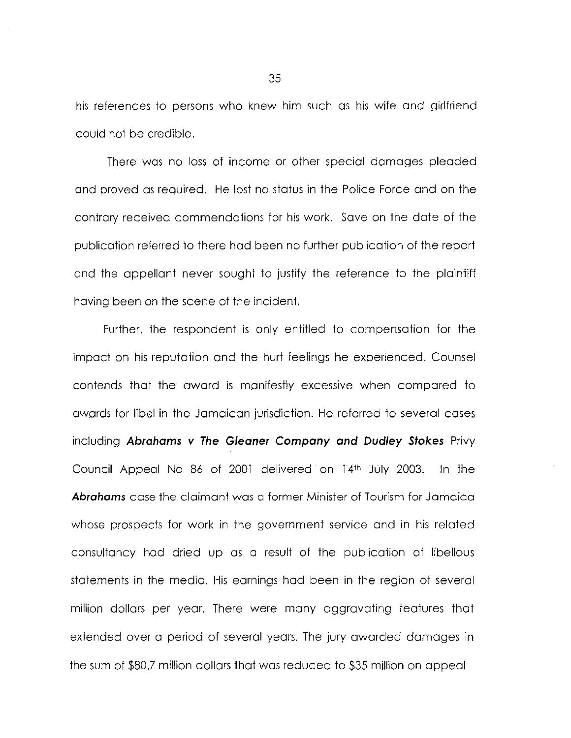his references to persons who knew him such as his wife and girlfriend could not be credible.

There was no loss of income or other special damages pleaded and proved as required. He lost no status in the Police Force and on the contrary received commendations for his work. Save on the date of the publication referred to there had been no further publication of the report and the appellant never sought to justify the reference to the plaintiff having been on the scene of the incident.

Further, the respondent is only entitled to compensation for the impact on his reputation and the hurt feelings he experienced. Counsel contends that the award is manifestly excessive when compared to awards for libel in the Jamaican jurisdiction. He referred to several cases including ***Abrahams v The Gleaner Company and Dudley Stokes*** Privy Council Appeal No 86 of 2001 delivered on 14th July 2003. In the ***Abrahams*** case the claimant was a former Minister of Tourism for Jamaica whose prospects for work in the government service and in his related consultancy had dried up as a result of the publication of libellous statements in the media. His earnings had been in the region of several million dollars per year. There were many aggravating features that extended over a period of several years. The jury awarded damages in the sum of $80.7 million dollars that was reduced to $35 million on appeal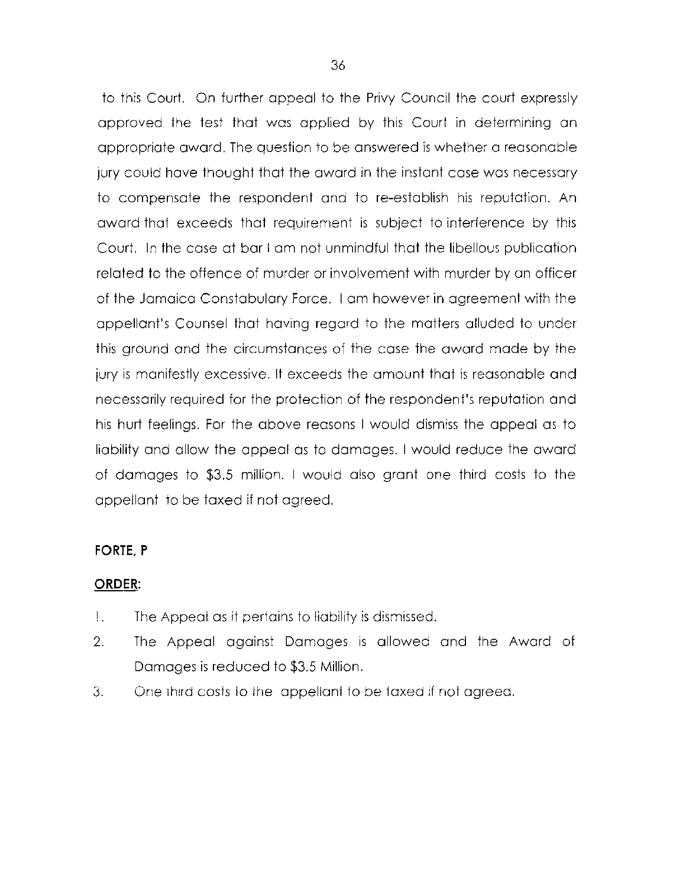to this Court. On further appeal to the Privy Council the court expressly approved the test that was applied by this Court in determining an appropriate award. The question to be answered is whether a reasonable jury could have thought that the award in the instant case was necessary to compensate the respondent and to re-establish his reputation. An award that exceeds that requirement is subject to interference by this Court. In the case at bar I am not unmindful that the libellous publication related to the offence of murder or involvement with murder by an officer of the Jamaica Constabulary Force. I am however in agreement with the appellant's Counsel that having regard to the matters alluded to under this ground and the circumstances of the case the award made by the jury is manifestly excessive. It exceeds the amount that is reasonable and necessarily required for the protection of the respondent's reputation and his hurt feelings. For the above reasons I would dismiss the appeal as to liability and allow the appeal as to damages. I would reduce the award of damages to $3.5 million. I would also grant one third costs to the appellant to be taxed if not agreed.

**FORTE, P**

**ORDER:**

1. The Appeal as it pertains to liability is dismissed.
2. The Appeal against Damages is allowed and the Award of Damages is reduced to $3.5 Million.
3. One third costs to the appellant to be taxed if not agreed.